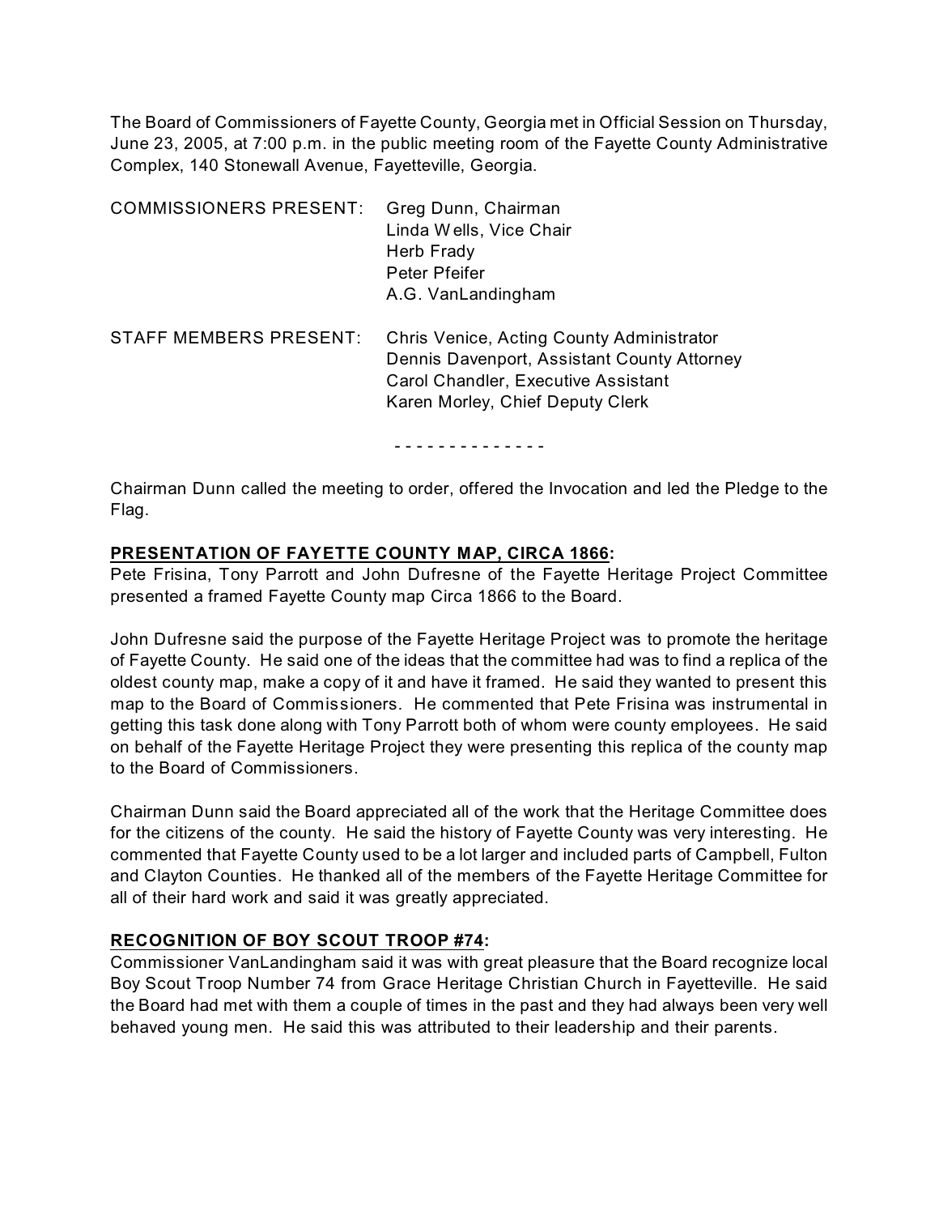The Board of Commissioners of Fayette County, Georgia met in Official Session on Thursday, June 23, 2005, at 7:00 p.m. in the public meeting room of the Fayette County Administrative Complex, 140 Stonewall Avenue, Fayetteville, Georgia.

| | |
|---|---|
| COMMISSIONERS PRESENT: | Greg Dunn, Chairman |
| | Linda Wells, Vice Chair |
| | Herb Frady |
| | Peter Pfeifer |
| | A.G. VanLandingham |
| STAFF MEMBERS PRESENT: | Chris Venice, Acting County Administrator |
| | Dennis Davenport, Assistant County Attorney |
| | Carol Chandler, Executive Assistant |
| | Karen Morley, Chief Deputy Clerk |

- - - - - - - - - - - - - -

Chairman Dunn called the meeting to order, offered the Invocation and led the Pledge to the Flag.

**PRESENTATION OF FAYETTE COUNTY MAP, CIRCA 1866:**
Pete Frisina, Tony Parrott and John Dufresne of the Fayette Heritage Project Committee presented a framed Fayette County map Circa 1866 to the Board.

John Dufresne said the purpose of the Fayette Heritage Project was to promote the heritage of Fayette County. He said one of the ideas that the committee had was to find a replica of the oldest county map, make a copy of it and have it framed. He said they wanted to present this map to the Board of Commissioners. He commented that Pete Frisina was instrumental in getting this task done along with Tony Parrott both of whom were county employees. He said on behalf of the Fayette Heritage Project they were presenting this replica of the county map to the Board of Commissioners.

Chairman Dunn said the Board appreciated all of the work that the Heritage Committee does for the citizens of the county. He said the history of Fayette County was very interesting. He commented that Fayette County used to be a lot larger and included parts of Campbell, Fulton and Clayton Counties. He thanked all of the members of the Fayette Heritage Committee for all of their hard work and said it was greatly appreciated.

**RECOGNITION OF BOY SCOUT TROOP #74:**
Commissioner VanLandingham said it was with great pleasure that the Board recognize local Boy Scout Troop Number 74 from Grace Heritage Christian Church in Fayetteville. He said the Board had met with them a couple of times in the past and they had always been very well behaved young men. He said this was attributed to their leadership and their parents.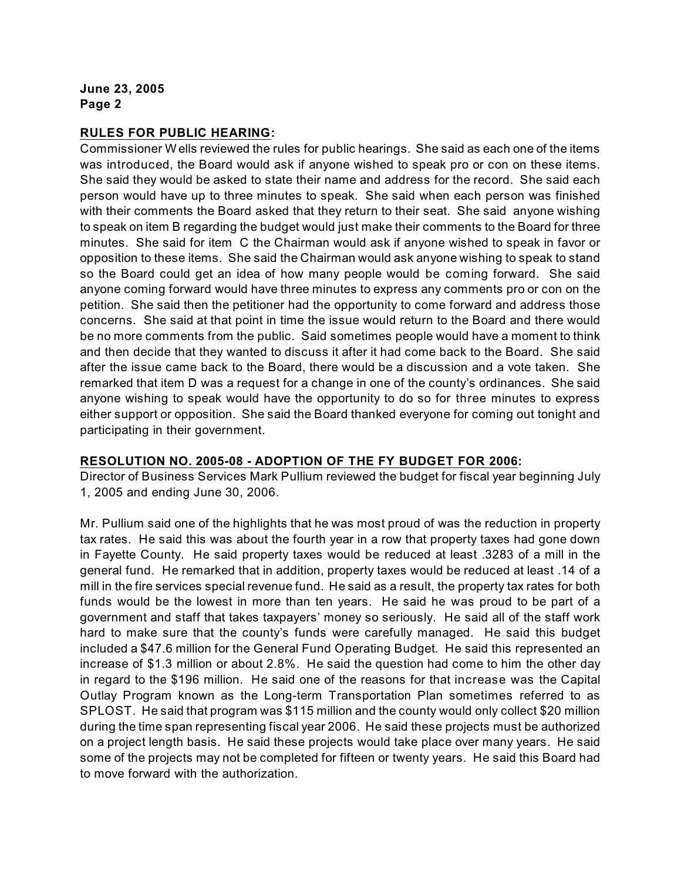**RULES FOR PUBLIC HEARING:**

Commissioner Wells reviewed the rules for public hearings. She said as each one of the items was introduced, the Board would ask if anyone wished to speak pro or con on these items. She said they would be asked to state their name and address for the record. She said each person would have up to three minutes to speak. She said when each person was finished with their comments the Board asked that they return to their seat. She said anyone wishing to speak on item B regarding the budget would just make their comments to the Board for three minutes. She said for item C the Chairman would ask if anyone wished to speak in favor or opposition to these items. She said the Chairman would ask anyone wishing to speak to stand so the Board could get an idea of how many people would be coming forward. She said anyone coming forward would have three minutes to express any comments pro or con on the petition. She said then the petitioner had the opportunity to come forward and address those concerns. She said at that point in time the issue would return to the Board and there would be no more comments from the public. Said sometimes people would have a moment to think and then decide that they wanted to discuss it after it had come back to the Board. She said after the issue came back to the Board, there would be a discussion and a vote taken. She remarked that item D was a request for a change in one of the county's ordinances. She said anyone wishing to speak would have the opportunity to do so for three minutes to express either support or opposition. She said the Board thanked everyone for coming out tonight and participating in their government.

**RESOLUTION NO. 2005-08 - ADOPTION OF THE FY BUDGET FOR 2006:**

Director of Business Services Mark Pullium reviewed the budget for fiscal year beginning July 1, 2005 and ending June 30, 2006.

Mr. Pullium said one of the highlights that he was most proud of was the reduction in property tax rates. He said this was about the fourth year in a row that property taxes had gone down in Fayette County. He said property taxes would be reduced at least .3283 of a mill in the general fund. He remarked that in addition, property taxes would be reduced at least .14 of a mill in the fire services special revenue fund. He said as a result, the property tax rates for both funds would be the lowest in more than ten years. He said he was proud to be part of a government and staff that takes taxpayers' money so seriously. He said all of the staff work hard to make sure that the county's funds were carefully managed. He said this budget included a $47.6 million for the General Fund Operating Budget. He said this represented an increase of $1.3 million or about 2.8%. He said the question had come to him the other day in regard to the $196 million. He said one of the reasons for that increase was the Capital Outlay Program known as the Long-term Transportation Plan sometimes referred to as SPLOST. He said that program was $115 million and the county would only collect $20 million during the time span representing fiscal year 2006. He said these projects must be authorized on a project length basis. He said these projects would take place over many years. He said some of the projects may not be completed for fifteen or twenty years. He said this Board had to move forward with the authorization.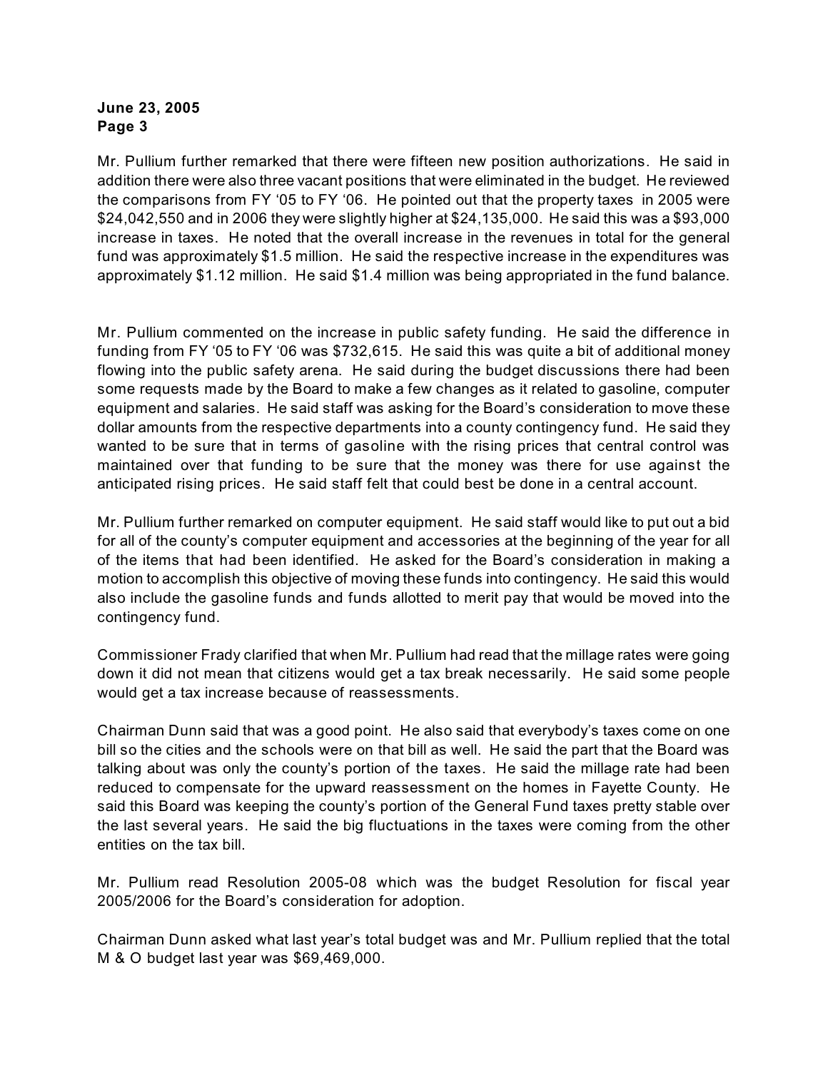Mr. Pullium further remarked that there were fifteen new position authorizations. He said in addition there were also three vacant positions that were eliminated in the budget. He reviewed the comparisons from FY '05 to FY '06. He pointed out that the property taxes in 2005 were $24,042,550 and in 2006 they were slightly higher at $24,135,000. He said this was a $93,000 increase in taxes. He noted that the overall increase in the revenues in total for the general fund was approximately $1.5 million. He said the respective increase in the expenditures was approximately $1.12 million. He said $1.4 million was being appropriated in the fund balance.

Mr. Pullium commented on the increase in public safety funding. He said the difference in funding from FY '05 to FY '06 was $732,615. He said this was quite a bit of additional money flowing into the public safety arena. He said during the budget discussions there had been some requests made by the Board to make a few changes as it related to gasoline, computer equipment and salaries. He said staff was asking for the Board's consideration to move these dollar amounts from the respective departments into a county contingency fund. He said they wanted to be sure that in terms of gasoline with the rising prices that central control was maintained over that funding to be sure that the money was there for use against the anticipated rising prices. He said staff felt that could best be done in a central account.

Mr. Pullium further remarked on computer equipment. He said staff would like to put out a bid for all of the county's computer equipment and accessories at the beginning of the year for all of the items that had been identified. He asked for the Board's consideration in making a motion to accomplish this objective of moving these funds into contingency. He said this would also include the gasoline funds and funds allotted to merit pay that would be moved into the contingency fund.

Commissioner Frady clarified that when Mr. Pullium had read that the millage rates were going down it did not mean that citizens would get a tax break necessarily. He said some people would get a tax increase because of reassessments.

Chairman Dunn said that was a good point. He also said that everybody's taxes come on one bill so the cities and the schools were on that bill as well. He said the part that the Board was talking about was only the county's portion of the taxes. He said the millage rate had been reduced to compensate for the upward reassessment on the homes in Fayette County. He said this Board was keeping the county's portion of the General Fund taxes pretty stable over the last several years. He said the big fluctuations in the taxes were coming from the other entities on the tax bill.

Mr. Pullium read Resolution 2005-08 which was the budget Resolution for fiscal year 2005/2006 for the Board's consideration for adoption.

Chairman Dunn asked what last year's total budget was and Mr. Pullium replied that the total M & O budget last year was $69,469,000.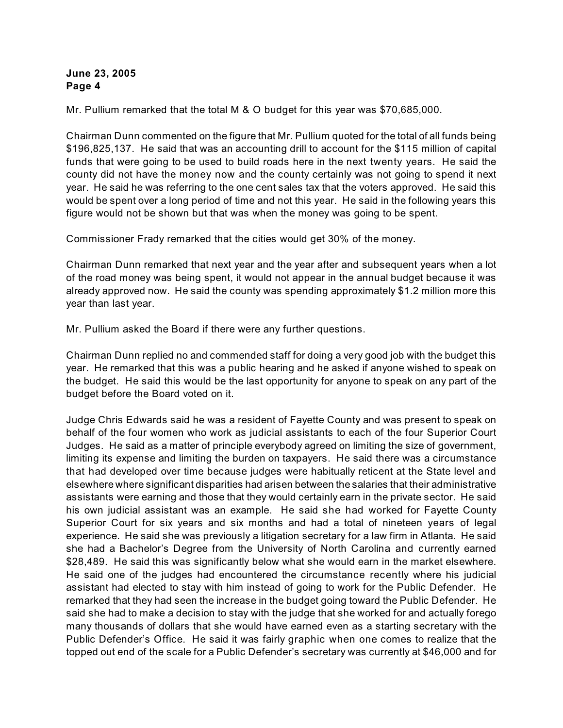Mr. Pullium remarked that the total M & O budget for this year was $70,685,000.

Chairman Dunn commented on the figure that Mr. Pullium quoted for the total of all funds being $196,825,137. He said that was an accounting drill to account for the $115 million of capital funds that were going to be used to build roads here in the next twenty years. He said the county did not have the money now and the county certainly was not going to spend it next year. He said he was referring to the one cent sales tax that the voters approved. He said this would be spent over a long period of time and not this year. He said in the following years this figure would not be shown but that was when the money was going to be spent.

Commissioner Frady remarked that the cities would get 30% of the money.

Chairman Dunn remarked that next year and the year after and subsequent years when a lot of the road money was being spent, it would not appear in the annual budget because it was already approved now. He said the county was spending approximately $1.2 million more this year than last year.

Mr. Pullium asked the Board if there were any further questions.

Chairman Dunn replied no and commended staff for doing a very good job with the budget this year. He remarked that this was a public hearing and he asked if anyone wished to speak on the budget. He said this would be the last opportunity for anyone to speak on any part of the budget before the Board voted on it.

Judge Chris Edwards said he was a resident of Fayette County and was present to speak on behalf of the four women who work as judicial assistants to each of the four Superior Court Judges. He said as a matter of principle everybody agreed on limiting the size of government, limiting its expense and limiting the burden on taxpayers. He said there was a circumstance that had developed over time because judges were habitually reticent at the State level and elsewhere where significant disparities had arisen between the salaries that their administrative assistants were earning and those that they would certainly earn in the private sector. He said his own judicial assistant was an example. He said she had worked for Fayette County Superior Court for six years and six months and had a total of nineteen years of legal experience. He said she was previously a litigation secretary for a law firm in Atlanta. He said she had a Bachelor's Degree from the University of North Carolina and currently earned $28,489. He said this was significantly below what she would earn in the market elsewhere. He said one of the judges had encountered the circumstance recently where his judicial assistant had elected to stay with him instead of going to work for the Public Defender. He remarked that they had seen the increase in the budget going toward the Public Defender. He said she had to make a decision to stay with the judge that she worked for and actually forego many thousands of dollars that she would have earned even as a starting secretary with the Public Defender's Office. He said it was fairly graphic when one comes to realize that the topped out end of the scale for a Public Defender's secretary was currently at $46,000 and for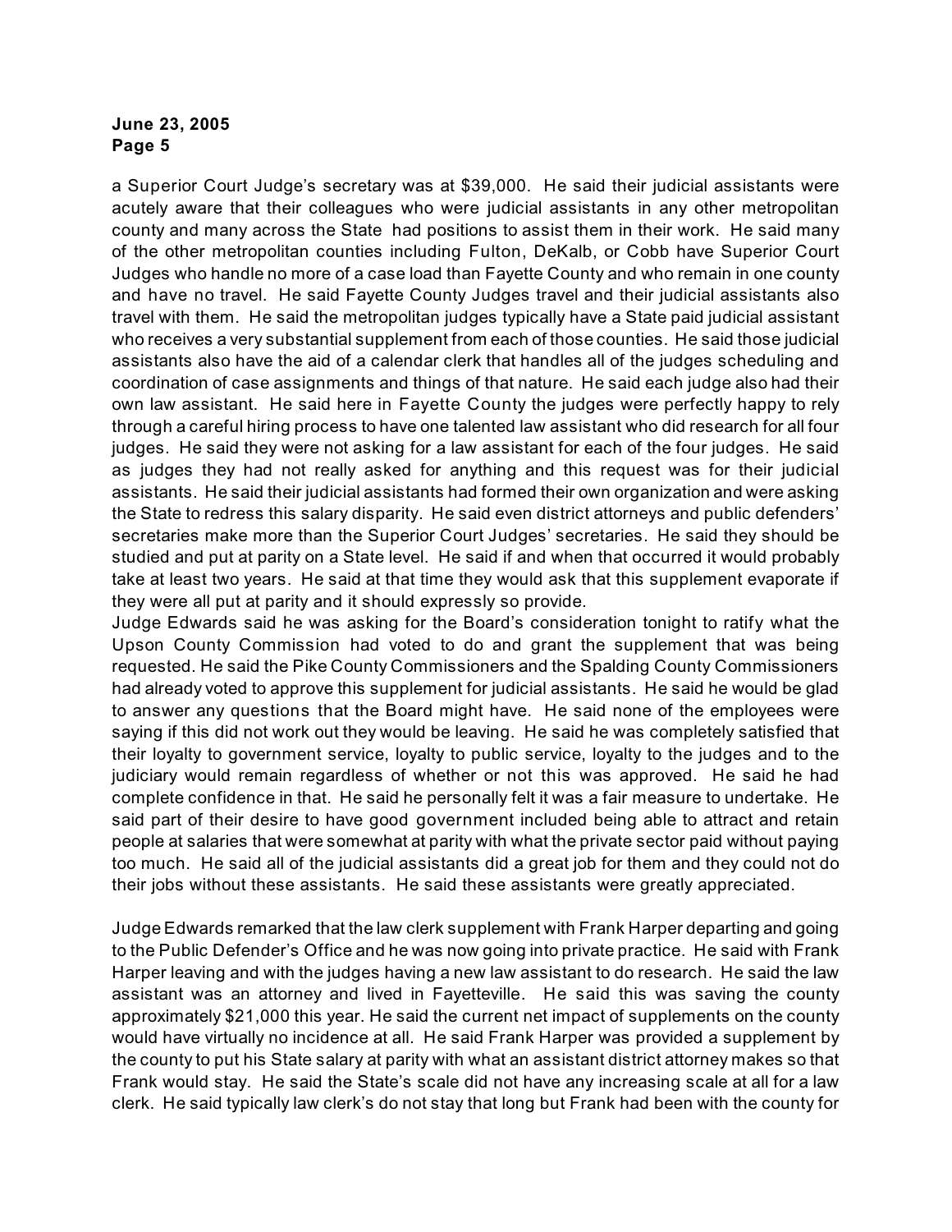a Superior Court Judge's secretary was at $39,000. He said their judicial assistants were acutely aware that their colleagues who were judicial assistants in any other metropolitan county and many across the State had positions to assist them in their work. He said many of the other metropolitan counties including Fulton, DeKalb, or Cobb have Superior Court Judges who handle no more of a case load than Fayette County and who remain in one county and have no travel. He said Fayette County Judges travel and their judicial assistants also travel with them. He said the metropolitan judges typically have a State paid judicial assistant who receives a very substantial supplement from each of those counties. He said those judicial assistants also have the aid of a calendar clerk that handles all of the judges scheduling and coordination of case assignments and things of that nature. He said each judge also had their own law assistant. He said here in Fayette County the judges were perfectly happy to rely through a careful hiring process to have one talented law assistant who did research for all four judges. He said they were not asking for a law assistant for each of the four judges. He said as judges they had not really asked for anything and this request was for their judicial assistants. He said their judicial assistants had formed their own organization and were asking the State to redress this salary disparity. He said even district attorneys and public defenders' secretaries make more than the Superior Court Judges' secretaries. He said they should be studied and put at parity on a State level. He said if and when that occurred it would probably take at least two years. He said at that time they would ask that this supplement evaporate if they were all put at parity and it should expressly so provide.

Judge Edwards said he was asking for the Board's consideration tonight to ratify what the Upson County Commission had voted to do and grant the supplement that was being requested. He said the Pike County Commissioners and the Spalding County Commissioners had already voted to approve this supplement for judicial assistants. He said he would be glad to answer any questions that the Board might have. He said none of the employees were saying if this did not work out they would be leaving. He said he was completely satisfied that their loyalty to government service, loyalty to public service, loyalty to the judges and to the judiciary would remain regardless of whether or not this was approved. He said he had complete confidence in that. He said he personally felt it was a fair measure to undertake. He said part of their desire to have good government included being able to attract and retain people at salaries that were somewhat at parity with what the private sector paid without paying too much. He said all of the judicial assistants did a great job for them and they could not do their jobs without these assistants. He said these assistants were greatly appreciated.

Judge Edwards remarked that the law clerk supplement with Frank Harper departing and going to the Public Defender's Office and he was now going into private practice. He said with Frank Harper leaving and with the judges having a new law assistant to do research. He said the law assistant was an attorney and lived in Fayetteville. He said this was saving the county approximately $21,000 this year. He said the current net impact of supplements on the county would have virtually no incidence at all. He said Frank Harper was provided a supplement by the county to put his State salary at parity with what an assistant district attorney makes so that Frank would stay. He said the State's scale did not have any increasing scale at all for a law clerk. He said typically law clerk's do not stay that long but Frank had been with the county for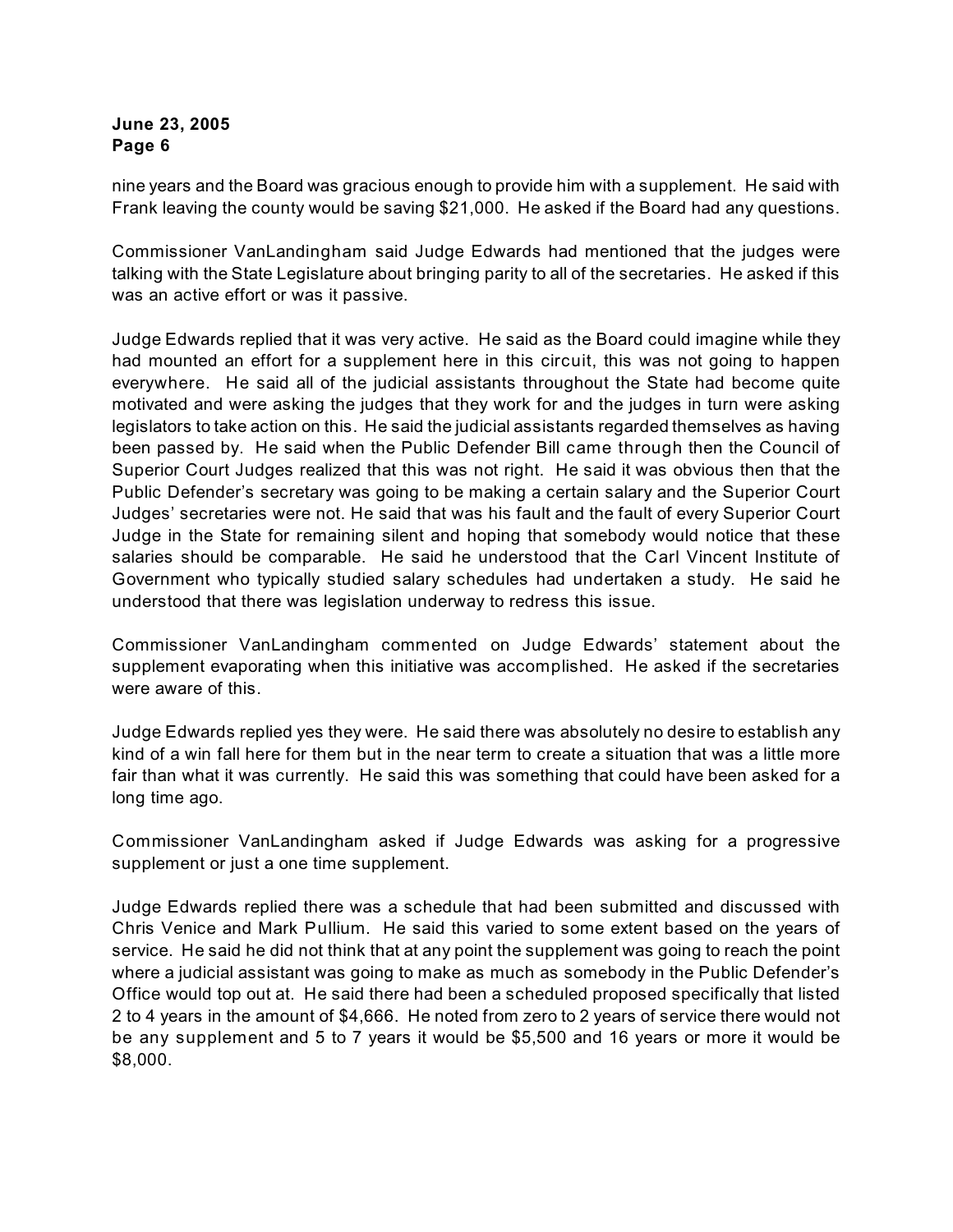nine years and the Board was gracious enough to provide him with a supplement. He said with Frank leaving the county would be saving $21,000. He asked if the Board had any questions.

Commissioner VanLandingham said Judge Edwards had mentioned that the judges were talking with the State Legislature about bringing parity to all of the secretaries. He asked if this was an active effort or was it passive.

Judge Edwards replied that it was very active. He said as the Board could imagine while they had mounted an effort for a supplement here in this circuit, this was not going to happen everywhere. He said all of the judicial assistants throughout the State had become quite motivated and were asking the judges that they work for and the judges in turn were asking legislators to take action on this. He said the judicial assistants regarded themselves as having been passed by. He said when the Public Defender Bill came through then the Council of Superior Court Judges realized that this was not right. He said it was obvious then that the Public Defender's secretary was going to be making a certain salary and the Superior Court Judges' secretaries were not. He said that was his fault and the fault of every Superior Court Judge in the State for remaining silent and hoping that somebody would notice that these salaries should be comparable. He said he understood that the Carl Vincent Institute of Government who typically studied salary schedules had undertaken a study. He said he understood that there was legislation underway to redress this issue.

Commissioner VanLandingham commented on Judge Edwards' statement about the supplement evaporating when this initiative was accomplished. He asked if the secretaries were aware of this.

Judge Edwards replied yes they were. He said there was absolutely no desire to establish any kind of a win fall here for them but in the near term to create a situation that was a little more fair than what it was currently. He said this was something that could have been asked for a long time ago.

Commissioner VanLandingham asked if Judge Edwards was asking for a progressive supplement or just a one time supplement.

Judge Edwards replied there was a schedule that had been submitted and discussed with Chris Venice and Mark Pullium. He said this varied to some extent based on the years of service. He said he did not think that at any point the supplement was going to reach the point where a judicial assistant was going to make as much as somebody in the Public Defender's Office would top out at. He said there had been a scheduled proposed specifically that listed 2 to 4 years in the amount of $4,666. He noted from zero to 2 years of service there would not be any supplement and 5 to 7 years it would be $5,500 and 16 years or more it would be $8,000.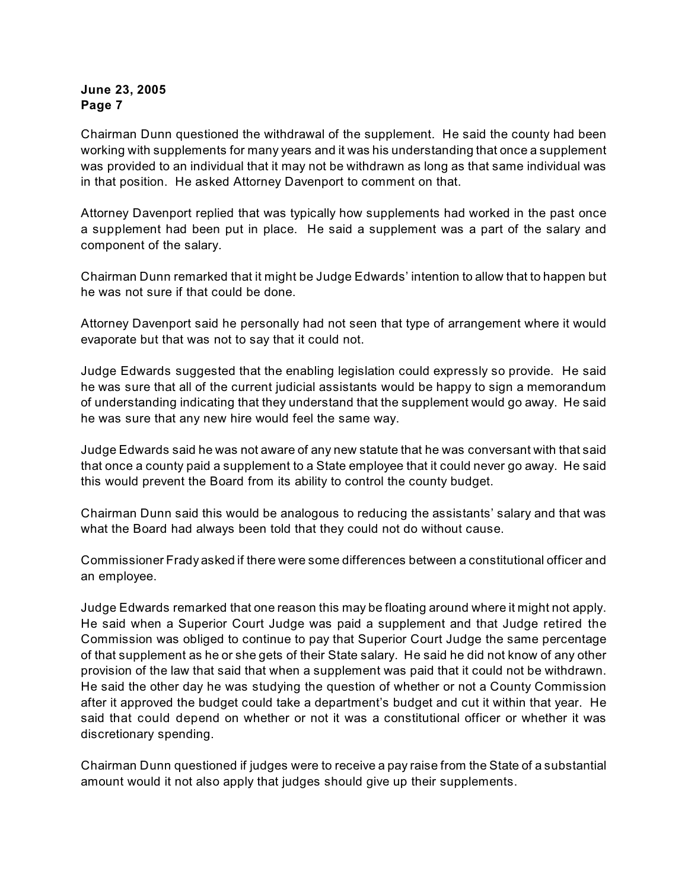Chairman Dunn questioned the withdrawal of the supplement. He said the county had been working with supplements for many years and it was his understanding that once a supplement was provided to an individual that it may not be withdrawn as long as that same individual was in that position. He asked Attorney Davenport to comment on that.

Attorney Davenport replied that was typically how supplements had worked in the past once a supplement had been put in place. He said a supplement was a part of the salary and component of the salary.

Chairman Dunn remarked that it might be Judge Edwards' intention to allow that to happen but he was not sure if that could be done.

Attorney Davenport said he personally had not seen that type of arrangement where it would evaporate but that was not to say that it could not.

Judge Edwards suggested that the enabling legislation could expressly so provide. He said he was sure that all of the current judicial assistants would be happy to sign a memorandum of understanding indicating that they understand that the supplement would go away. He said he was sure that any new hire would feel the same way.

Judge Edwards said he was not aware of any new statute that he was conversant with that said that once a county paid a supplement to a State employee that it could never go away. He said this would prevent the Board from its ability to control the county budget.

Chairman Dunn said this would be analogous to reducing the assistants' salary and that was what the Board had always been told that they could not do without cause.

Commissioner Frady asked if there were some differences between a constitutional officer and an employee.

Judge Edwards remarked that one reason this may be floating around where it might not apply. He said when a Superior Court Judge was paid a supplement and that Judge retired the Commission was obliged to continue to pay that Superior Court Judge the same percentage of that supplement as he or she gets of their State salary. He said he did not know of any other provision of the law that said that when a supplement was paid that it could not be withdrawn. He said the other day he was studying the question of whether or not a County Commission after it approved the budget could take a department's budget and cut it within that year. He said that could depend on whether or not it was a constitutional officer or whether it was discretionary spending.

Chairman Dunn questioned if judges were to receive a pay raise from the State of a substantial amount would it not also apply that judges should give up their supplements.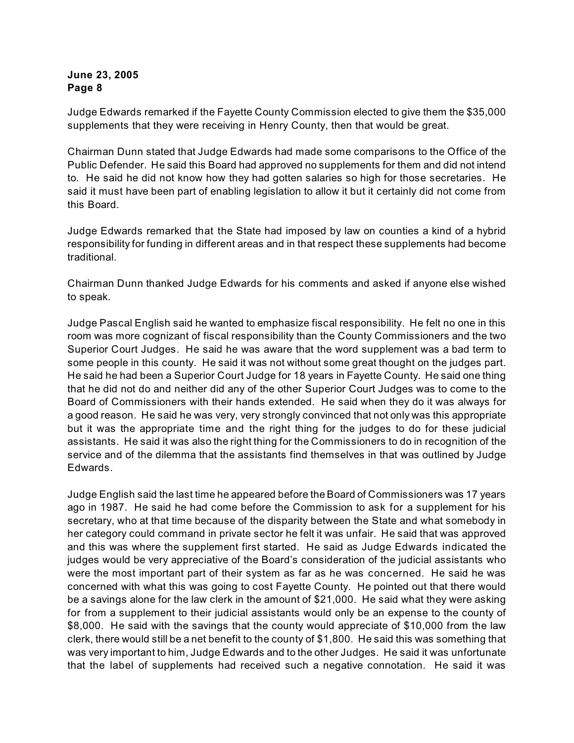Judge Edwards remarked if the Fayette County Commission elected to give them the $35,000 supplements that they were receiving in Henry County, then that would be great.

Chairman Dunn stated that Judge Edwards had made some comparisons to the Office of the Public Defender. He said this Board had approved no supplements for them and did not intend to. He said he did not know how they had gotten salaries so high for those secretaries. He said it must have been part of enabling legislation to allow it but it certainly did not come from this Board.

Judge Edwards remarked that the State had imposed by law on counties a kind of a hybrid responsibility for funding in different areas and in that respect these supplements had become traditional.

Chairman Dunn thanked Judge Edwards for his comments and asked if anyone else wished to speak.

Judge Pascal English said he wanted to emphasize fiscal responsibility. He felt no one in this room was more cognizant of fiscal responsibility than the County Commissioners and the two Superior Court Judges. He said he was aware that the word supplement was a bad term to some people in this county. He said it was not without some great thought on the judges part. He said he had been a Superior Court Judge for 18 years in Fayette County. He said one thing that he did not do and neither did any of the other Superior Court Judges was to come to the Board of Commissioners with their hands extended. He said when they do it was always for a good reason. He said he was very, very strongly convinced that not only was this appropriate but it was the appropriate time and the right thing for the judges to do for these judicial assistants. He said it was also the right thing for the Commissioners to do in recognition of the service and of the dilemma that the assistants find themselves in that was outlined by Judge Edwards.

Judge English said the last time he appeared before the Board of Commissioners was 17 years ago in 1987. He said he had come before the Commission to ask for a supplement for his secretary, who at that time because of the disparity between the State and what somebody in her category could command in private sector he felt it was unfair. He said that was approved and this was where the supplement first started. He said as Judge Edwards indicated the judges would be very appreciative of the Board's consideration of the judicial assistants who were the most important part of their system as far as he was concerned. He said he was concerned with what this was going to cost Fayette County. He pointed out that there would be a savings alone for the law clerk in the amount of $21,000. He said what they were asking for from a supplement to their judicial assistants would only be an expense to the county of $8,000. He said with the savings that the county would appreciate of $10,000 from the law clerk, there would still be a net benefit to the county of $1,800. He said this was something that was very important to him, Judge Edwards and to the other Judges. He said it was unfortunate that the label of supplements had received such a negative connotation. He said it was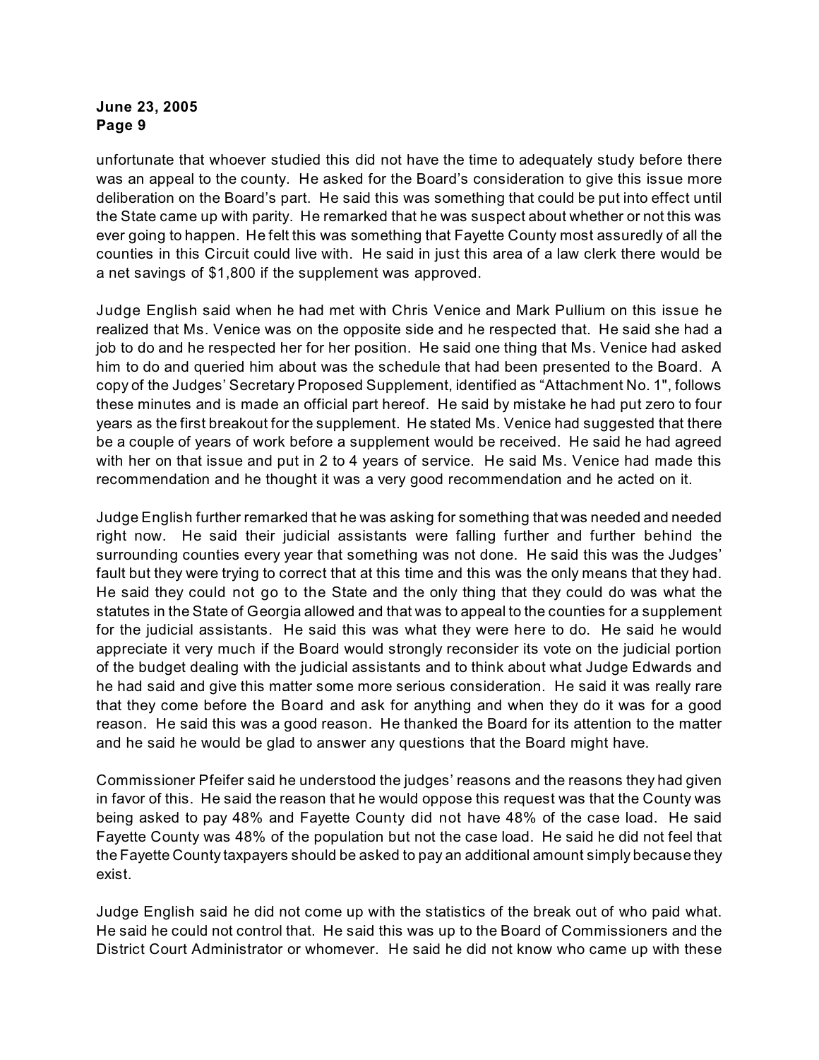unfortunate that whoever studied this did not have the time to adequately study before there was an appeal to the county. He asked for the Board's consideration to give this issue more deliberation on the Board's part. He said this was something that could be put into effect until the State came up with parity. He remarked that he was suspect about whether or not this was ever going to happen. He felt this was something that Fayette County most assuredly of all the counties in this Circuit could live with. He said in just this area of a law clerk there would be a net savings of $1,800 if the supplement was approved.

Judge English said when he had met with Chris Venice and Mark Pullium on this issue he realized that Ms. Venice was on the opposite side and he respected that. He said she had a job to do and he respected her for her position. He said one thing that Ms. Venice had asked him to do and queried him about was the schedule that had been presented to the Board. A copy of the Judges' Secretary Proposed Supplement, identified as "Attachment No. 1", follows these minutes and is made an official part hereof. He said by mistake he had put zero to four years as the first breakout for the supplement. He stated Ms. Venice had suggested that there be a couple of years of work before a supplement would be received. He said he had agreed with her on that issue and put in 2 to 4 years of service. He said Ms. Venice had made this recommendation and he thought it was a very good recommendation and he acted on it.

Judge English further remarked that he was asking for something that was needed and needed right now. He said their judicial assistants were falling further and further behind the surrounding counties every year that something was not done. He said this was the Judges' fault but they were trying to correct that at this time and this was the only means that they had. He said they could not go to the State and the only thing that they could do was what the statutes in the State of Georgia allowed and that was to appeal to the counties for a supplement for the judicial assistants. He said this was what they were here to do. He said he would appreciate it very much if the Board would strongly reconsider its vote on the judicial portion of the budget dealing with the judicial assistants and to think about what Judge Edwards and he had said and give this matter some more serious consideration. He said it was really rare that they come before the Board and ask for anything and when they do it was for a good reason. He said this was a good reason. He thanked the Board for its attention to the matter and he said he would be glad to answer any questions that the Board might have.

Commissioner Pfeifer said he understood the judges' reasons and the reasons they had given in favor of this. He said the reason that he would oppose this request was that the County was being asked to pay 48% and Fayette County did not have 48% of the case load. He said Fayette County was 48% of the population but not the case load. He said he did not feel that the Fayette County taxpayers should be asked to pay an additional amount simply because they exist.

Judge English said he did not come up with the statistics of the break out of who paid what. He said he could not control that. He said this was up to the Board of Commissioners and the District Court Administrator or whomever. He said he did not know who came up with these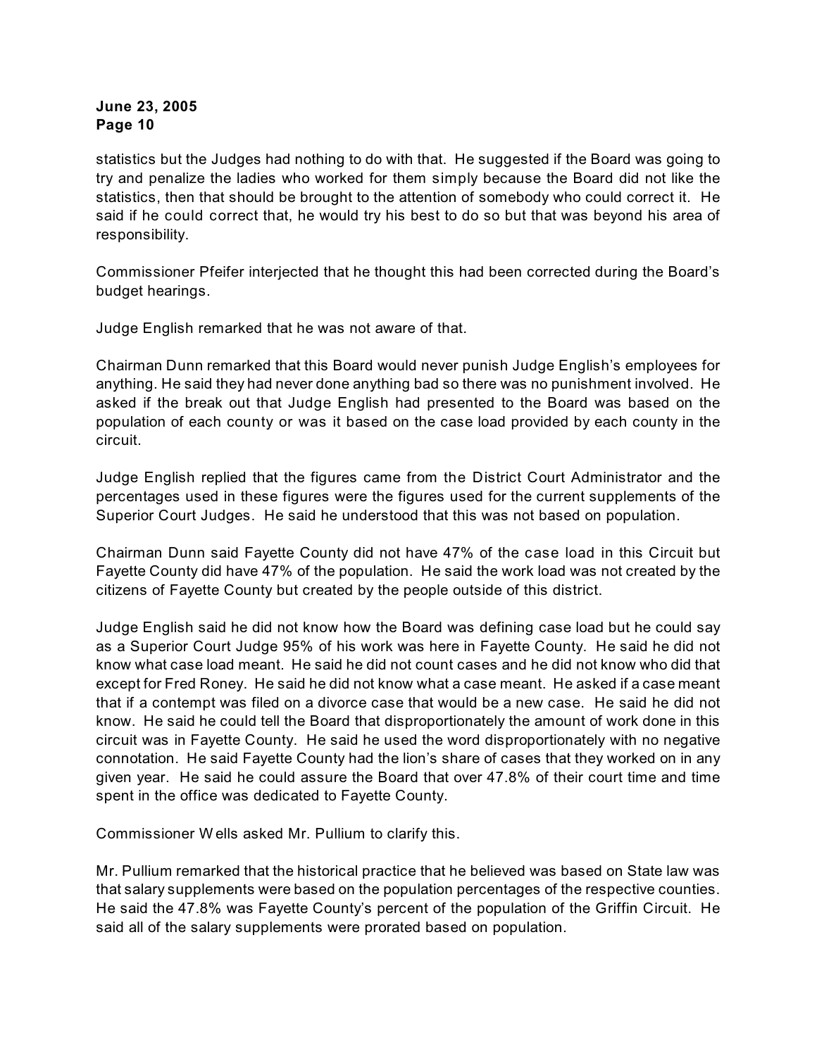statistics but the Judges had nothing to do with that. He suggested if the Board was going to try and penalize the ladies who worked for them simply because the Board did not like the statistics, then that should be brought to the attention of somebody who could correct it. He said if he could correct that, he would try his best to do so but that was beyond his area of responsibility.

Commissioner Pfeifer interjected that he thought this had been corrected during the Board's budget hearings.

Judge English remarked that he was not aware of that.

Chairman Dunn remarked that this Board would never punish Judge English's employees for anything. He said they had never done anything bad so there was no punishment involved. He asked if the break out that Judge English had presented to the Board was based on the population of each county or was it based on the case load provided by each county in the circuit.

Judge English replied that the figures came from the District Court Administrator and the percentages used in these figures were the figures used for the current supplements of the Superior Court Judges. He said he understood that this was not based on population.

Chairman Dunn said Fayette County did not have 47% of the case load in this Circuit but Fayette County did have 47% of the population. He said the work load was not created by the citizens of Fayette County but created by the people outside of this district.

Judge English said he did not know how the Board was defining case load but he could say as a Superior Court Judge 95% of his work was here in Fayette County. He said he did not know what case load meant. He said he did not count cases and he did not know who did that except for Fred Roney. He said he did not know what a case meant. He asked if a case meant that if a contempt was filed on a divorce case that would be a new case. He said he did not know. He said he could tell the Board that disproportionately the amount of work done in this circuit was in Fayette County. He said he used the word disproportionately with no negative connotation. He said Fayette County had the lion's share of cases that they worked on in any given year. He said he could assure the Board that over 47.8% of their court time and time spent in the office was dedicated to Fayette County.

Commissioner Wells asked Mr. Pullium to clarify this.

Mr. Pullium remarked that the historical practice that he believed was based on State law was that salary supplements were based on the population percentages of the respective counties. He said the 47.8% was Fayette County's percent of the population of the Griffin Circuit. He said all of the salary supplements were prorated based on population.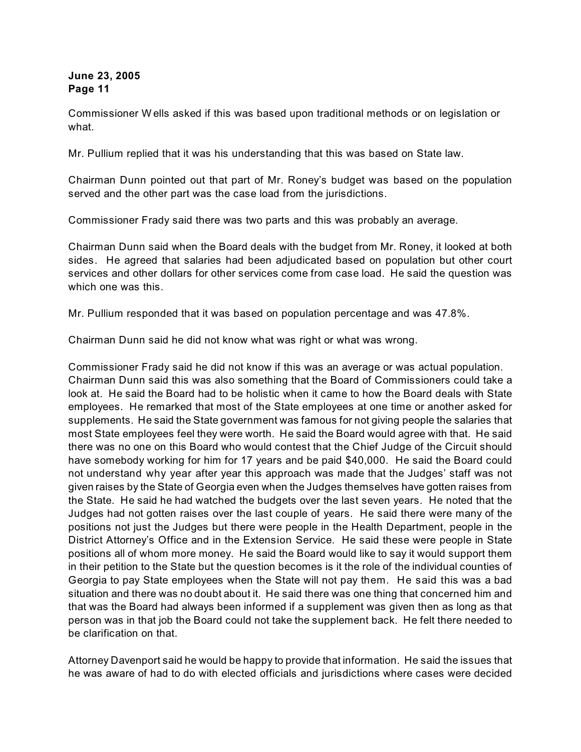Commissioner Wells asked if this was based upon traditional methods or on legislation or what.

Mr. Pullium replied that it was his understanding that this was based on State law.

Chairman Dunn pointed out that part of Mr. Roney's budget was based on the population served and the other part was the case load from the jurisdictions.

Commissioner Frady said there was two parts and this was probably an average.

Chairman Dunn said when the Board deals with the budget from Mr. Roney, it looked at both sides. He agreed that salaries had been adjudicated based on population but other court services and other dollars for other services come from case load. He said the question was which one was this.

Mr. Pullium responded that it was based on population percentage and was 47.8%.

Chairman Dunn said he did not know what was right or what was wrong.

Commissioner Frady said he did not know if this was an average or was actual population. Chairman Dunn said this was also something that the Board of Commissioners could take a look at. He said the Board had to be holistic when it came to how the Board deals with State employees. He remarked that most of the State employees at one time or another asked for supplements. He said the State government was famous for not giving people the salaries that most State employees feel they were worth. He said the Board would agree with that. He said there was no one on this Board who would contest that the Chief Judge of the Circuit should have somebody working for him for 17 years and be paid $40,000. He said the Board could not understand why year after year this approach was made that the Judges' staff was not given raises by the State of Georgia even when the Judges themselves have gotten raises from the State. He said he had watched the budgets over the last seven years. He noted that the Judges had not gotten raises over the last couple of years. He said there were many of the positions not just the Judges but there were people in the Health Department, people in the District Attorney's Office and in the Extension Service. He said these were people in State positions all of whom more money. He said the Board would like to say it would support them in their petition to the State but the question becomes is it the role of the individual counties of Georgia to pay State employees when the State will not pay them. He said this was a bad situation and there was no doubt about it. He said there was one thing that concerned him and that was the Board had always been informed if a supplement was given then as long as that person was in that job the Board could not take the supplement back. He felt there needed to be clarification on that.

Attorney Davenport said he would be happy to provide that information. He said the issues that he was aware of had to do with elected officials and jurisdictions where cases were decided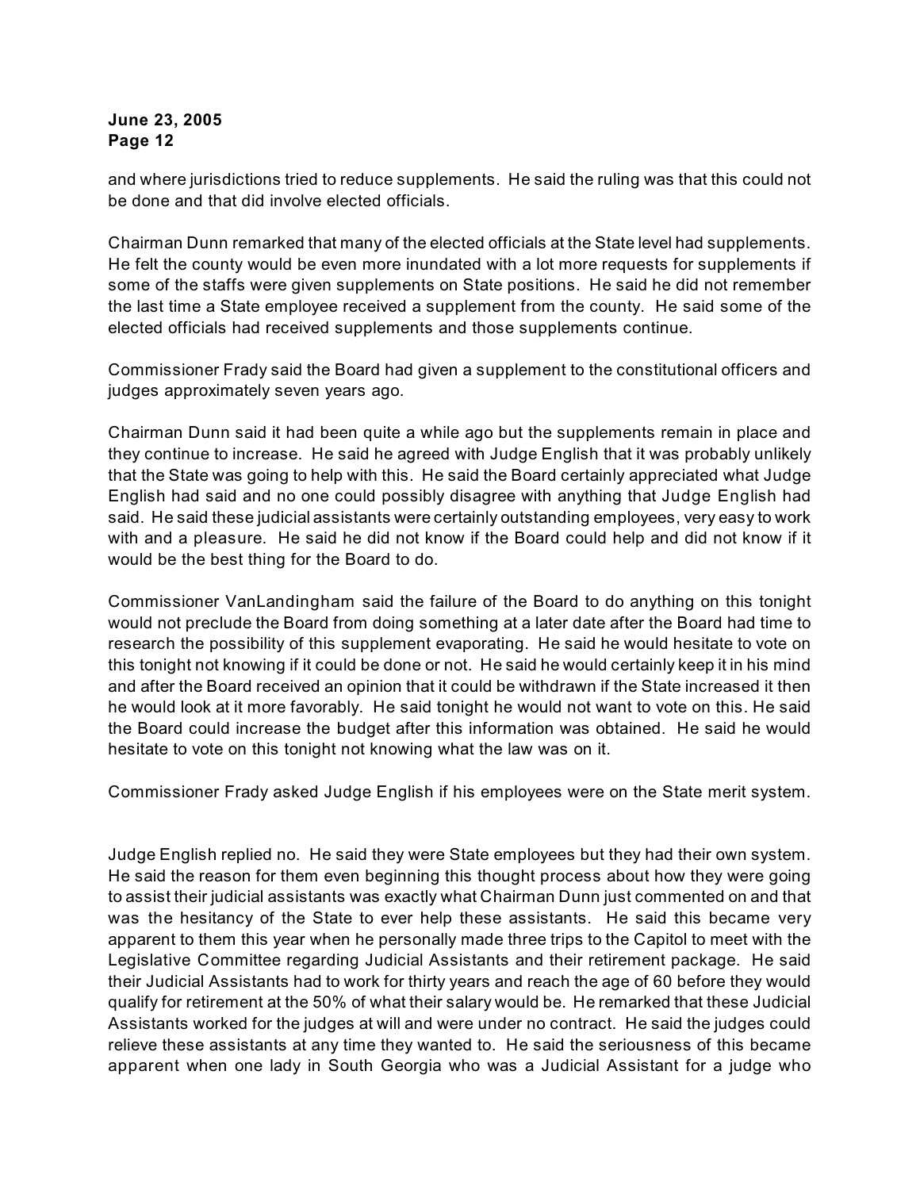and where jurisdictions tried to reduce supplements. He said the ruling was that this could not be done and that did involve elected officials.

Chairman Dunn remarked that many of the elected officials at the State level had supplements. He felt the county would be even more inundated with a lot more requests for supplements if some of the staffs were given supplements on State positions. He said he did not remember the last time a State employee received a supplement from the county. He said some of the elected officials had received supplements and those supplements continue.

Commissioner Frady said the Board had given a supplement to the constitutional officers and judges approximately seven years ago.

Chairman Dunn said it had been quite a while ago but the supplements remain in place and they continue to increase. He said he agreed with Judge English that it was probably unlikely that the State was going to help with this. He said the Board certainly appreciated what Judge English had said and no one could possibly disagree with anything that Judge English had said. He said these judicial assistants were certainly outstanding employees, very easy to work with and a pleasure. He said he did not know if the Board could help and did not know if it would be the best thing for the Board to do.

Commissioner VanLandingham said the failure of the Board to do anything on this tonight would not preclude the Board from doing something at a later date after the Board had time to research the possibility of this supplement evaporating. He said he would hesitate to vote on this tonight not knowing if it could be done or not. He said he would certainly keep it in his mind and after the Board received an opinion that it could be withdrawn if the State increased it then he would look at it more favorably. He said tonight he would not want to vote on this. He said the Board could increase the budget after this information was obtained. He said he would hesitate to vote on this tonight not knowing what the law was on it.

Commissioner Frady asked Judge English if his employees were on the State merit system.

Judge English replied no. He said they were State employees but they had their own system. He said the reason for them even beginning this thought process about how they were going to assist their judicial assistants was exactly what Chairman Dunn just commented on and that was the hesitancy of the State to ever help these assistants. He said this became very apparent to them this year when he personally made three trips to the Capitol to meet with the Legislative Committee regarding Judicial Assistants and their retirement package. He said their Judicial Assistants had to work for thirty years and reach the age of 60 before they would qualify for retirement at the 50% of what their salary would be. He remarked that these Judicial Assistants worked for the judges at will and were under no contract. He said the judges could relieve these assistants at any time they wanted to. He said the seriousness of this became apparent when one lady in South Georgia who was a Judicial Assistant for a judge who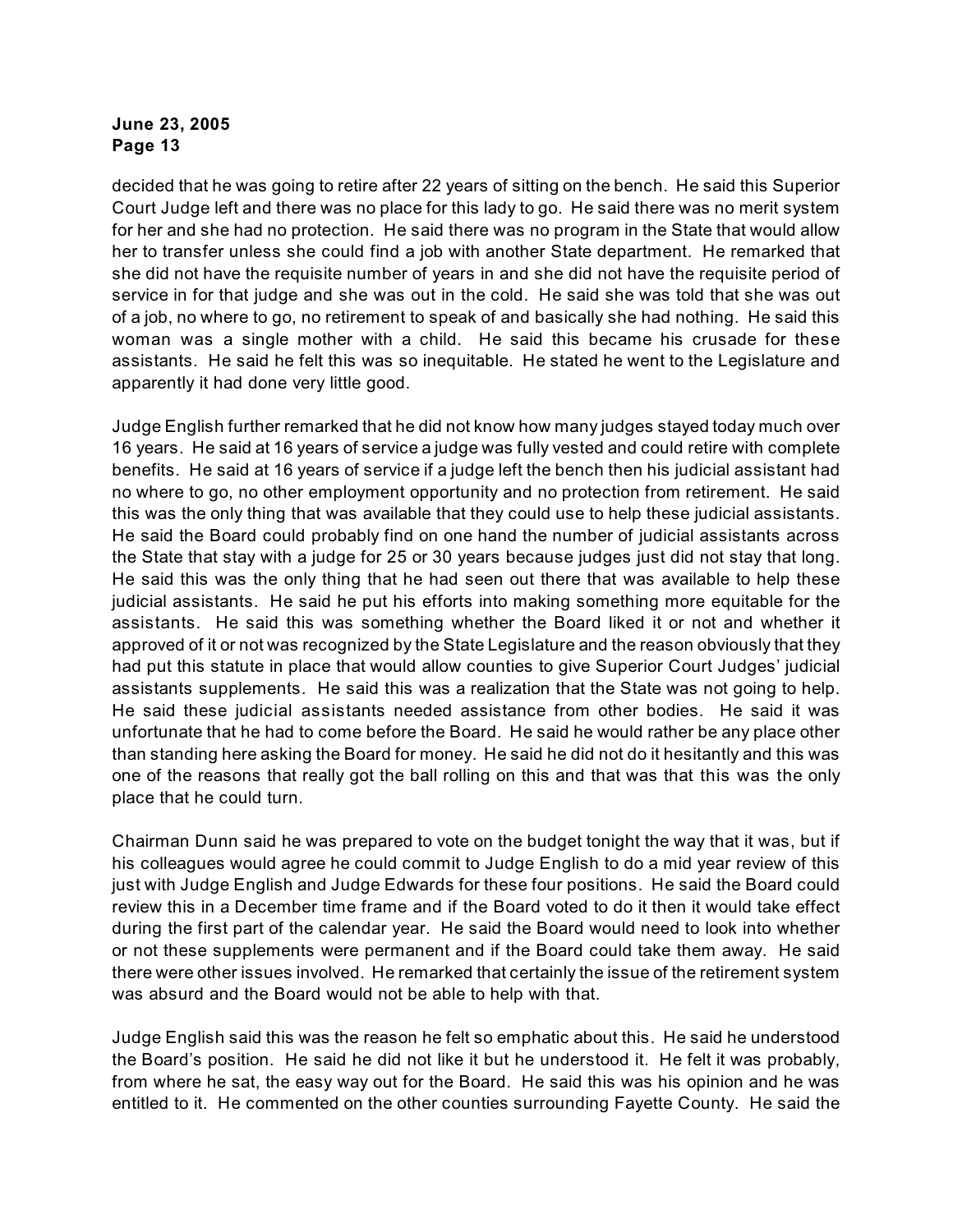decided that he was going to retire after 22 years of sitting on the bench. He said this Superior Court Judge left and there was no place for this lady to go. He said there was no merit system for her and she had no protection. He said there was no program in the State that would allow her to transfer unless she could find a job with another State department. He remarked that she did not have the requisite number of years in and she did not have the requisite period of service in for that judge and she was out in the cold. He said she was told that she was out of a job, no where to go, no retirement to speak of and basically she had nothing. He said this woman was a single mother with a child. He said this became his crusade for these assistants. He said he felt this was so inequitable. He stated he went to the Legislature and apparently it had done very little good.

Judge English further remarked that he did not know how many judges stayed today much over 16 years. He said at 16 years of service a judge was fully vested and could retire with complete benefits. He said at 16 years of service if a judge left the bench then his judicial assistant had no where to go, no other employment opportunity and no protection from retirement. He said this was the only thing that was available that they could use to help these judicial assistants. He said the Board could probably find on one hand the number of judicial assistants across the State that stay with a judge for 25 or 30 years because judges just did not stay that long. He said this was the only thing that he had seen out there that was available to help these judicial assistants. He said he put his efforts into making something more equitable for the assistants. He said this was something whether the Board liked it or not and whether it approved of it or not was recognized by the State Legislature and the reason obviously that they had put this statute in place that would allow counties to give Superior Court Judges' judicial assistants supplements. He said this was a realization that the State was not going to help. He said these judicial assistants needed assistance from other bodies. He said it was unfortunate that he had to come before the Board. He said he would rather be any place other than standing here asking the Board for money. He said he did not do it hesitantly and this was one of the reasons that really got the ball rolling on this and that was that this was the only place that he could turn.

Chairman Dunn said he was prepared to vote on the budget tonight the way that it was, but if his colleagues would agree he could commit to Judge English to do a mid year review of this just with Judge English and Judge Edwards for these four positions. He said the Board could review this in a December time frame and if the Board voted to do it then it would take effect during the first part of the calendar year. He said the Board would need to look into whether or not these supplements were permanent and if the Board could take them away. He said there were other issues involved. He remarked that certainly the issue of the retirement system was absurd and the Board would not be able to help with that.

Judge English said this was the reason he felt so emphatic about this. He said he understood the Board's position. He said he did not like it but he understood it. He felt it was probably, from where he sat, the easy way out for the Board. He said this was his opinion and he was entitled to it. He commented on the other counties surrounding Fayette County. He said the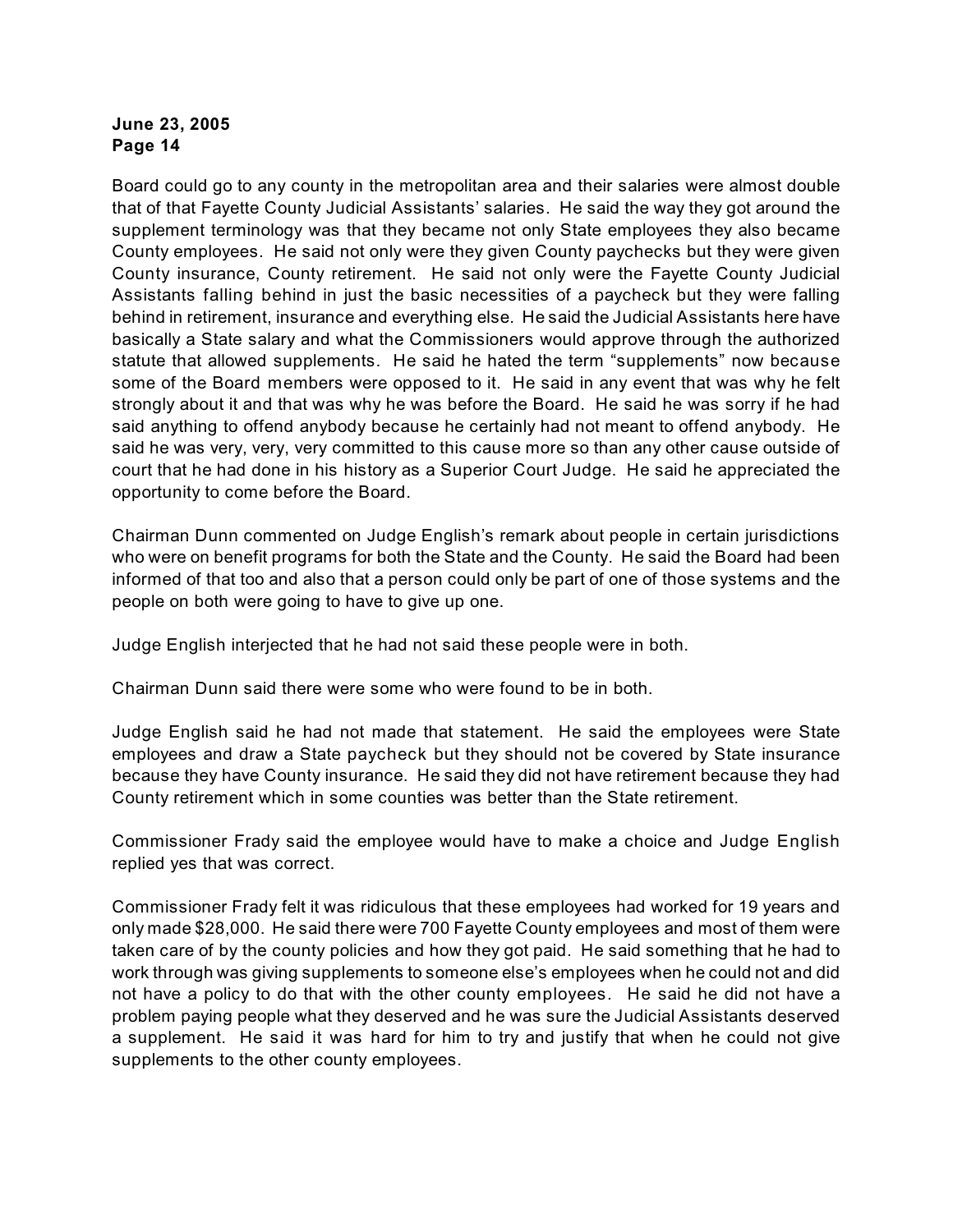Board could go to any county in the metropolitan area and their salaries were almost double that of that Fayette County Judicial Assistants' salaries. He said the way they got around the supplement terminology was that they became not only State employees they also became County employees. He said not only were they given County paychecks but they were given County insurance, County retirement. He said not only were the Fayette County Judicial Assistants falling behind in just the basic necessities of a paycheck but they were falling behind in retirement, insurance and everything else. He said the Judicial Assistants here have basically a State salary and what the Commissioners would approve through the authorized statute that allowed supplements. He said he hated the term "supplements" now because some of the Board members were opposed to it. He said in any event that was why he felt strongly about it and that was why he was before the Board. He said he was sorry if he had said anything to offend anybody because he certainly had not meant to offend anybody. He said he was very, very, very committed to this cause more so than any other cause outside of court that he had done in his history as a Superior Court Judge. He said he appreciated the opportunity to come before the Board.

Chairman Dunn commented on Judge English's remark about people in certain jurisdictions who were on benefit programs for both the State and the County. He said the Board had been informed of that too and also that a person could only be part of one of those systems and the people on both were going to have to give up one.

Judge English interjected that he had not said these people were in both.

Chairman Dunn said there were some who were found to be in both.

Judge English said he had not made that statement. He said the employees were State employees and draw a State paycheck but they should not be covered by State insurance because they have County insurance. He said they did not have retirement because they had County retirement which in some counties was better than the State retirement.

Commissioner Frady said the employee would have to make a choice and Judge English replied yes that was correct.

Commissioner Frady felt it was ridiculous that these employees had worked for 19 years and only made $28,000. He said there were 700 Fayette County employees and most of them were taken care of by the county policies and how they got paid. He said something that he had to work through was giving supplements to someone else's employees when he could not and did not have a policy to do that with the other county employees. He said he did not have a problem paying people what they deserved and he was sure the Judicial Assistants deserved a supplement. He said it was hard for him to try and justify that when he could not give supplements to the other county employees.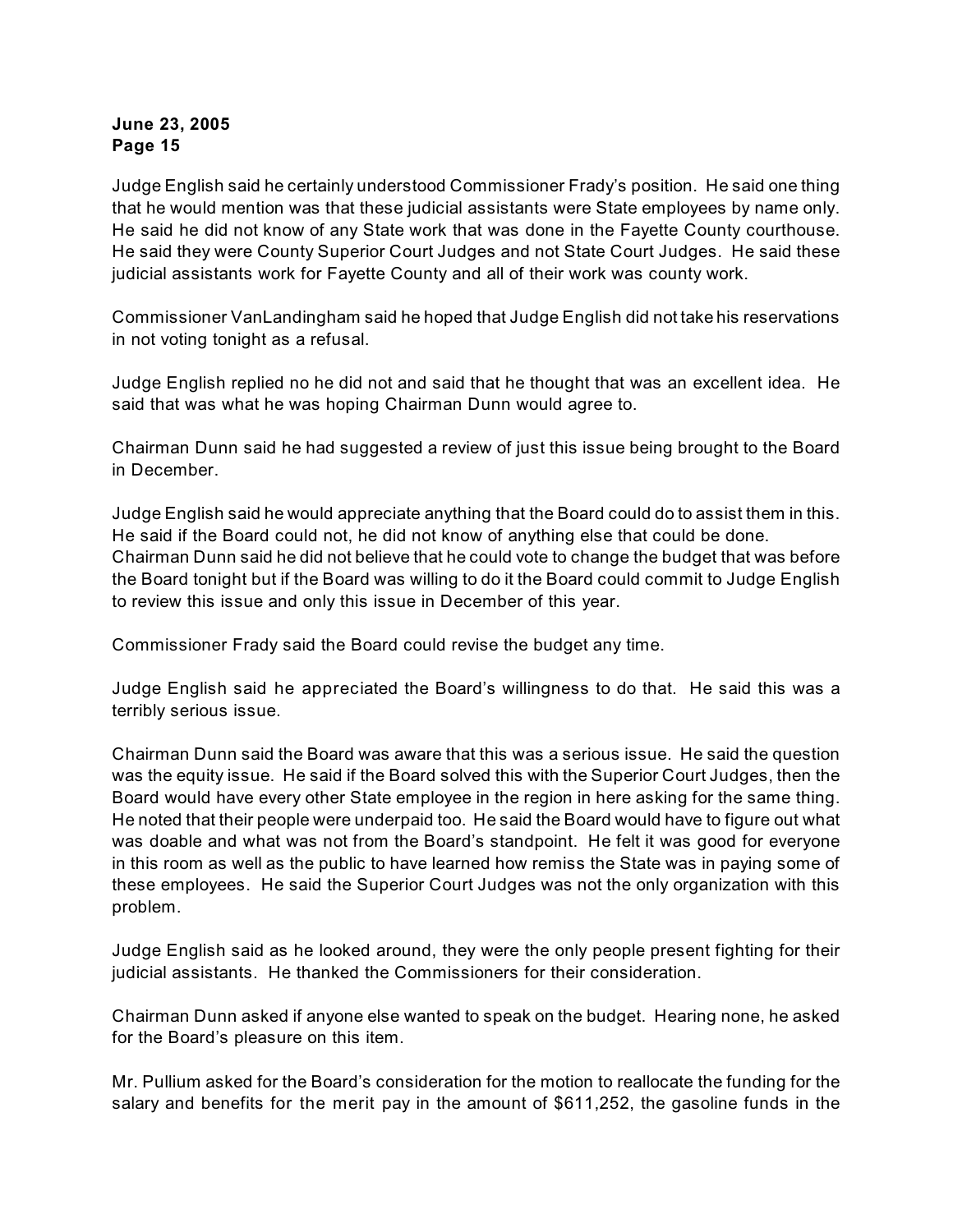Judge English said he certainly understood Commissioner Frady's position. He said one thing that he would mention was that these judicial assistants were State employees by name only. He said he did not know of any State work that was done in the Fayette County courthouse. He said they were County Superior Court Judges and not State Court Judges. He said these judicial assistants work for Fayette County and all of their work was county work.

Commissioner VanLandingham said he hoped that Judge English did not take his reservations in not voting tonight as a refusal.

Judge English replied no he did not and said that he thought that was an excellent idea. He said that was what he was hoping Chairman Dunn would agree to.

Chairman Dunn said he had suggested a review of just this issue being brought to the Board in December.

Judge English said he would appreciate anything that the Board could do to assist them in this. He said if the Board could not, he did not know of anything else that could be done.

Chairman Dunn said he did not believe that he could vote to change the budget that was before the Board tonight but if the Board was willing to do it the Board could commit to Judge English to review this issue and only this issue in December of this year.

Commissioner Frady said the Board could revise the budget any time.

Judge English said he appreciated the Board's willingness to do that. He said this was a terribly serious issue.

Chairman Dunn said the Board was aware that this was a serious issue. He said the question was the equity issue. He said if the Board solved this with the Superior Court Judges, then the Board would have every other State employee in the region in here asking for the same thing. He noted that their people were underpaid too. He said the Board would have to figure out what was doable and what was not from the Board's standpoint. He felt it was good for everyone in this room as well as the public to have learned how remiss the State was in paying some of these employees. He said the Superior Court Judges was not the only organization with this problem.

Judge English said as he looked around, they were the only people present fighting for their judicial assistants. He thanked the Commissioners for their consideration.

Chairman Dunn asked if anyone else wanted to speak on the budget. Hearing none, he asked for the Board's pleasure on this item.

Mr. Pullium asked for the Board's consideration for the motion to reallocate the funding for the salary and benefits for the merit pay in the amount of $611,252, the gasoline funds in the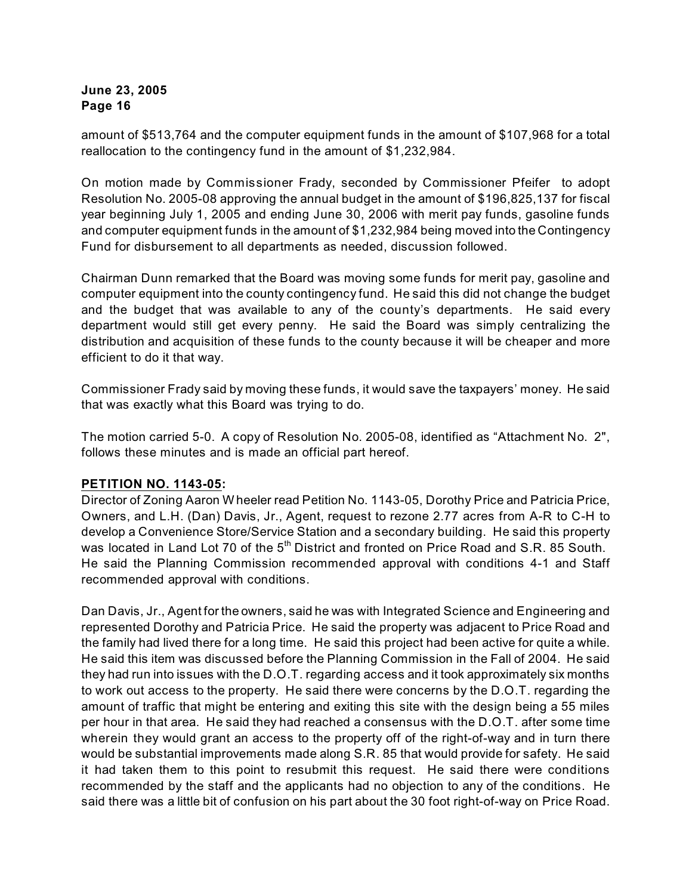amount of $513,764 and the computer equipment funds in the amount of $107,968 for a total reallocation to the contingency fund in the amount of $1,232,984.

On motion made by Commissioner Frady, seconded by Commissioner Pfeifer to adopt Resolution No. 2005-08 approving the annual budget in the amount of $196,825,137 for fiscal year beginning July 1, 2005 and ending June 30, 2006 with merit pay funds, gasoline funds and computer equipment funds in the amount of $1,232,984 being moved into the Contingency Fund for disbursement to all departments as needed, discussion followed.

Chairman Dunn remarked that the Board was moving some funds for merit pay, gasoline and computer equipment into the county contingency fund. He said this did not change the budget and the budget that was available to any of the county's departments. He said every department would still get every penny. He said the Board was simply centralizing the distribution and acquisition of these funds to the county because it will be cheaper and more efficient to do it that way.

Commissioner Frady said by moving these funds, it would save the taxpayers' money. He said that was exactly what this Board was trying to do.

The motion carried 5-0. A copy of Resolution No. 2005-08, identified as "Attachment No. 2", follows these minutes and is made an official part hereof.

**PETITION NO. 1143-05:**

Director of Zoning Aaron Wheeler read Petition No. 1143-05, Dorothy Price and Patricia Price, Owners, and L.H. (Dan) Davis, Jr., Agent, request to rezone 2.77 acres from A-R to C-H to develop a Convenience Store/Service Station and a secondary building. He said this property was located in Land Lot 70 of the 5th District and fronted on Price Road and S.R. 85 South. He said the Planning Commission recommended approval with conditions 4-1 and Staff recommended approval with conditions.

Dan Davis, Jr., Agent for the owners, said he was with Integrated Science and Engineering and represented Dorothy and Patricia Price. He said the property was adjacent to Price Road and the family had lived there for a long time. He said this project had been active for quite a while. He said this item was discussed before the Planning Commission in the Fall of 2004. He said they had run into issues with the D.O.T. regarding access and it took approximately six months to work out access to the property. He said there were concerns by the D.O.T. regarding the amount of traffic that might be entering and exiting this site with the design being a 55 miles per hour in that area. He said they had reached a consensus with the D.O.T. after some time wherein they would grant an access to the property off of the right-of-way and in turn there would be substantial improvements made along S.R. 85 that would provide for safety. He said it had taken them to this point to resubmit this request. He said there were conditions recommended by the staff and the applicants had no objection to any of the conditions. He said there was a little bit of confusion on his part about the 30 foot right-of-way on Price Road.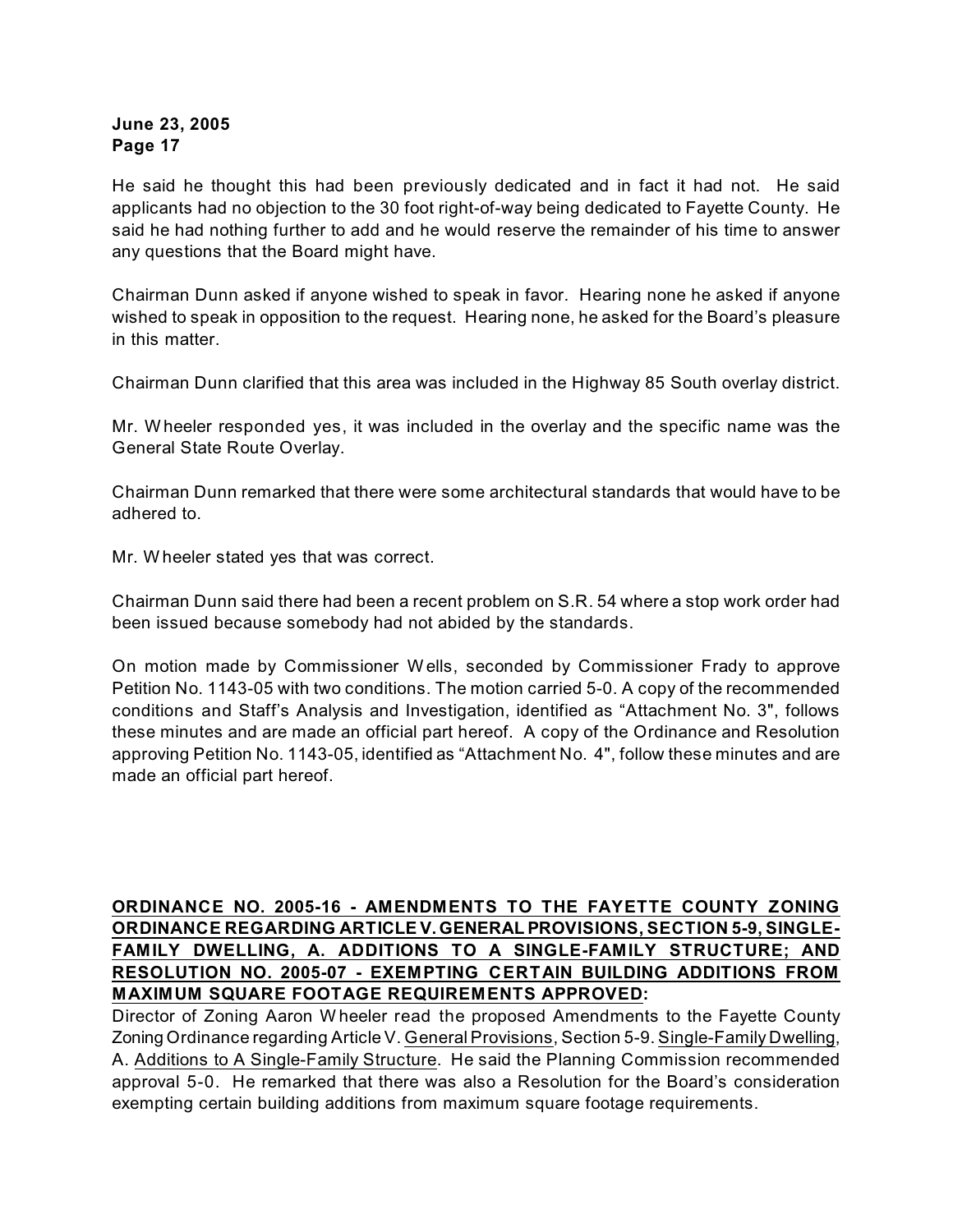He said he thought this had been previously dedicated and in fact it had not. He said applicants had no objection to the 30 foot right-of-way being dedicated to Fayette County. He said he had nothing further to add and he would reserve the remainder of his time to answer any questions that the Board might have.

Chairman Dunn asked if anyone wished to speak in favor. Hearing none he asked if anyone wished to speak in opposition to the request. Hearing none, he asked for the Board's pleasure in this matter.

Chairman Dunn clarified that this area was included in the Highway 85 South overlay district.

Mr. Wheeler responded yes, it was included in the overlay and the specific name was the General State Route Overlay.

Chairman Dunn remarked that there were some architectural standards that would have to be adhered to.

Mr. Wheeler stated yes that was correct.

Chairman Dunn said there had been a recent problem on S.R. 54 where a stop work order had been issued because somebody had not abided by the standards.

On motion made by Commissioner Wells, seconded by Commissioner Frady to approve Petition No. 1143-05 with two conditions. The motion carried 5-0. A copy of the recommended conditions and Staff's Analysis and Investigation, identified as "Attachment No. 3", follows these minutes and are made an official part hereof. A copy of the Ordinance and Resolution approving Petition No. 1143-05, identified as "Attachment No. 4", follow these minutes and are made an official part hereof.

**ORDINANCE NO. 2005-16 - AMENDMENTS TO THE FAYETTE COUNTY ZONING ORDINANCE REGARDING ARTICLE V. GENERAL PROVISIONS, SECTION 5-9, SINGLE-FAMILY DWELLING, A. ADDITIONS TO A SINGLE-FAMILY STRUCTURE; AND RESOLUTION NO. 2005-07 - EXEMPTING CERTAIN BUILDING ADDITIONS FROM MAXIMUM SQUARE FOOTAGE REQUIREMENTS APPROVED:**

Director of Zoning Aaron Wheeler read the proposed Amendments to the Fayette County Zoning Ordinance regarding Article V. General Provisions, Section 5-9. Single-Family Dwelling, A. Additions to A Single-Family Structure. He said the Planning Commission recommended approval 5-0. He remarked that there was also a Resolution for the Board's consideration exempting certain building additions from maximum square footage requirements.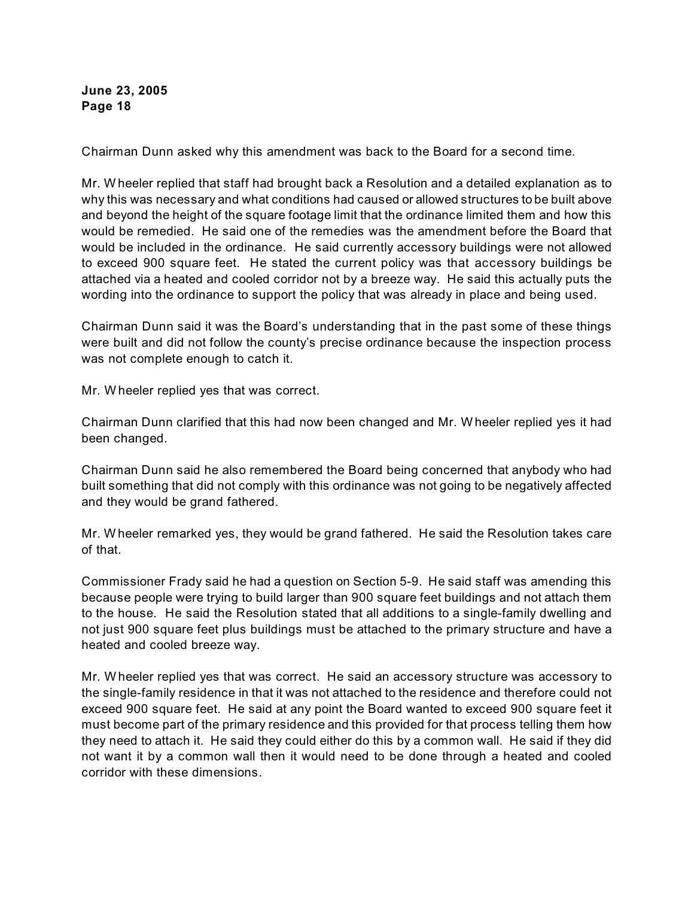Chairman Dunn asked why this amendment was back to the Board for a second time.

Mr. Wheeler replied that staff had brought back a Resolution and a detailed explanation as to why this was necessary and what conditions had caused or allowed structures to be built above and beyond the height of the square footage limit that the ordinance limited them and how this would be remedied. He said one of the remedies was the amendment before the Board that would be included in the ordinance. He said currently accessory buildings were not allowed to exceed 900 square feet. He stated the current policy was that accessory buildings be attached via a heated and cooled corridor not by a breeze way. He said this actually puts the wording into the ordinance to support the policy that was already in place and being used.

Chairman Dunn said it was the Board's understanding that in the past some of these things were built and did not follow the county's precise ordinance because the inspection process was not complete enough to catch it.

Mr. Wheeler replied yes that was correct.

Chairman Dunn clarified that this had now been changed and Mr. Wheeler replied yes it had been changed.

Chairman Dunn said he also remembered the Board being concerned that anybody who had built something that did not comply with this ordinance was not going to be negatively affected and they would be grand fathered.

Mr. Wheeler remarked yes, they would be grand fathered. He said the Resolution takes care of that.

Commissioner Frady said he had a question on Section 5-9. He said staff was amending this because people were trying to build larger than 900 square feet buildings and not attach them to the house. He said the Resolution stated that all additions to a single-family dwelling and not just 900 square feet plus buildings must be attached to the primary structure and have a heated and cooled breeze way.

Mr. Wheeler replied yes that was correct. He said an accessory structure was accessory to the single-family residence in that it was not attached to the residence and therefore could not exceed 900 square feet. He said at any point the Board wanted to exceed 900 square feet it must become part of the primary residence and this provided for that process telling them how they need to attach it. He said they could either do this by a common wall. He said if they did not want it by a common wall then it would need to be done through a heated and cooled corridor with these dimensions.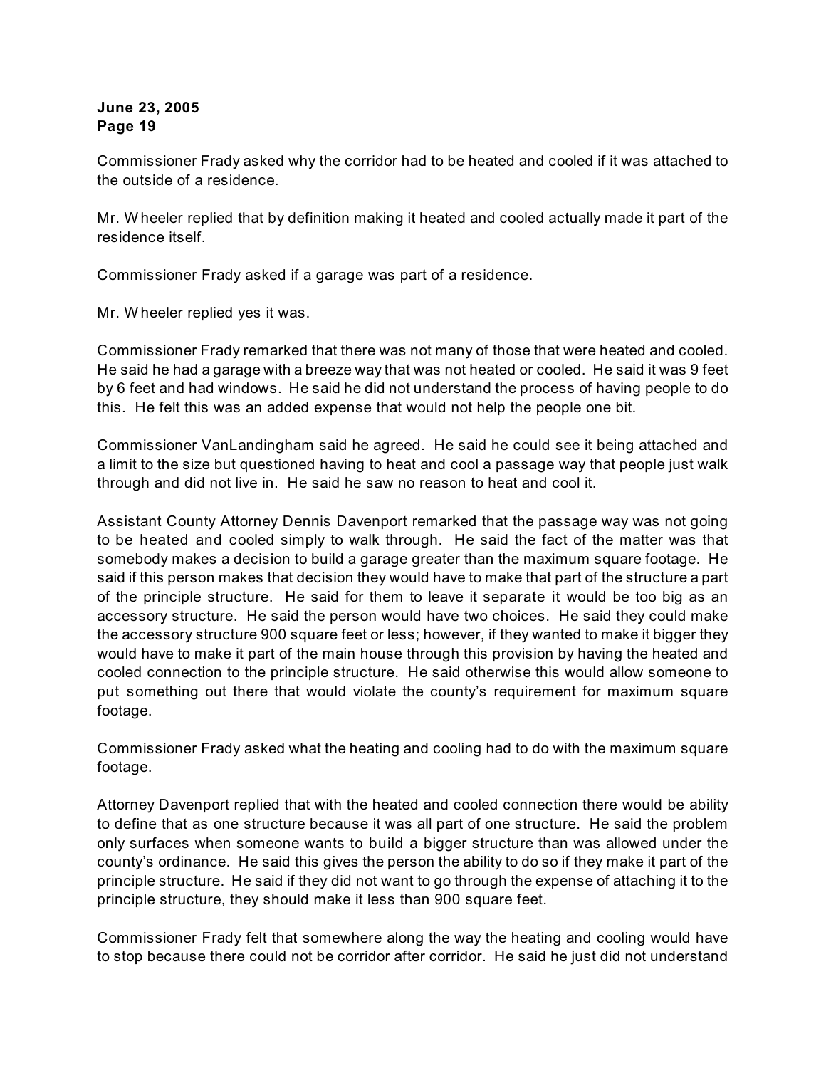Commissioner Frady asked why the corridor had to be heated and cooled if it was attached to the outside of a residence.

Mr. Wheeler replied that by definition making it heated and cooled actually made it part of the residence itself.

Commissioner Frady asked if a garage was part of a residence.

Mr. Wheeler replied yes it was.

Commissioner Frady remarked that there was not many of those that were heated and cooled. He said he had a garage with a breeze way that was not heated or cooled. He said it was 9 feet by 6 feet and had windows. He said he did not understand the process of having people to do this. He felt this was an added expense that would not help the people one bit.

Commissioner VanLandingham said he agreed. He said he could see it being attached and a limit to the size but questioned having to heat and cool a passage way that people just walk through and did not live in. He said he saw no reason to heat and cool it.

Assistant County Attorney Dennis Davenport remarked that the passage way was not going to be heated and cooled simply to walk through. He said the fact of the matter was that somebody makes a decision to build a garage greater than the maximum square footage. He said if this person makes that decision they would have to make that part of the structure a part of the principle structure. He said for them to leave it separate it would be too big as an accessory structure. He said the person would have two choices. He said they could make the accessory structure 900 square feet or less; however, if they wanted to make it bigger they would have to make it part of the main house through this provision by having the heated and cooled connection to the principle structure. He said otherwise this would allow someone to put something out there that would violate the county's requirement for maximum square footage.

Commissioner Frady asked what the heating and cooling had to do with the maximum square footage.

Attorney Davenport replied that with the heated and cooled connection there would be ability to define that as one structure because it was all part of one structure. He said the problem only surfaces when someone wants to build a bigger structure than was allowed under the county's ordinance. He said this gives the person the ability to do so if they make it part of the principle structure. He said if they did not want to go through the expense of attaching it to the principle structure, they should make it less than 900 square feet.

Commissioner Frady felt that somewhere along the way the heating and cooling would have to stop because there could not be corridor after corridor. He said he just did not understand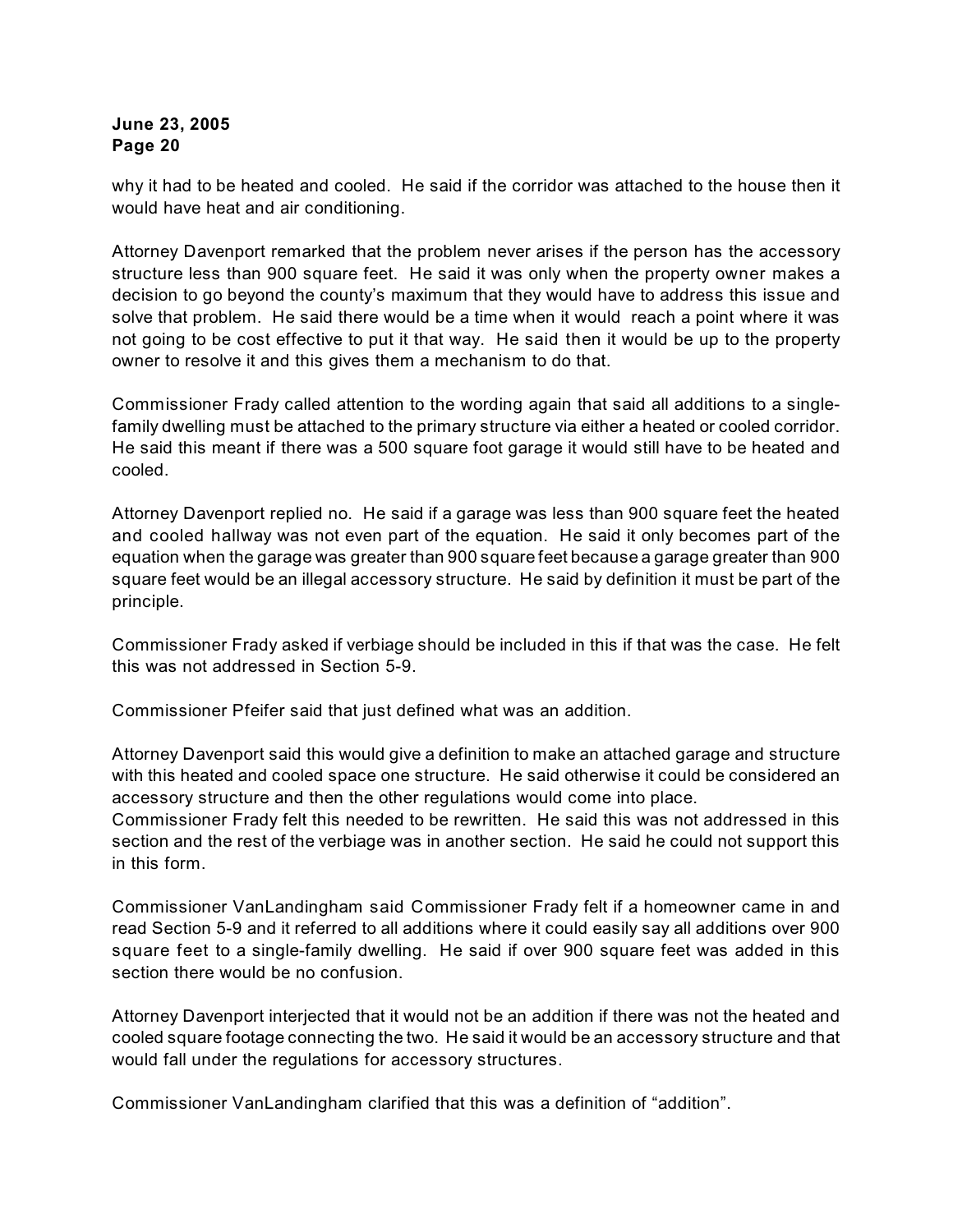why it had to be heated and cooled. He said if the corridor was attached to the house then it would have heat and air conditioning.

Attorney Davenport remarked that the problem never arises if the person has the accessory structure less than 900 square feet. He said it was only when the property owner makes a decision to go beyond the county's maximum that they would have to address this issue and solve that problem. He said there would be a time when it would reach a point where it was not going to be cost effective to put it that way. He said then it would be up to the property owner to resolve it and this gives them a mechanism to do that.

Commissioner Frady called attention to the wording again that said all additions to a single-family dwelling must be attached to the primary structure via either a heated or cooled corridor. He said this meant if there was a 500 square foot garage it would still have to be heated and cooled.

Attorney Davenport replied no. He said if a garage was less than 900 square feet the heated and cooled hallway was not even part of the equation. He said it only becomes part of the equation when the garage was greater than 900 square feet because a garage greater than 900 square feet would be an illegal accessory structure. He said by definition it must be part of the principle.

Commissioner Frady asked if verbiage should be included in this if that was the case. He felt this was not addressed in Section 5-9.

Commissioner Pfeifer said that just defined what was an addition.

Attorney Davenport said this would give a definition to make an attached garage and structure with this heated and cooled space one structure. He said otherwise it could be considered an accessory structure and then the other regulations would come into place.

Commissioner Frady felt this needed to be rewritten. He said this was not addressed in this section and the rest of the verbiage was in another section. He said he could not support this in this form.

Commissioner VanLandingham said Commissioner Frady felt if a homeowner came in and read Section 5-9 and it referred to all additions where it could easily say all additions over 900 square feet to a single-family dwelling. He said if over 900 square feet was added in this section there would be no confusion.

Attorney Davenport interjected that it would not be an addition if there was not the heated and cooled square footage connecting the two. He said it would be an accessory structure and that would fall under the regulations for accessory structures.

Commissioner VanLandingham clarified that this was a definition of "addition".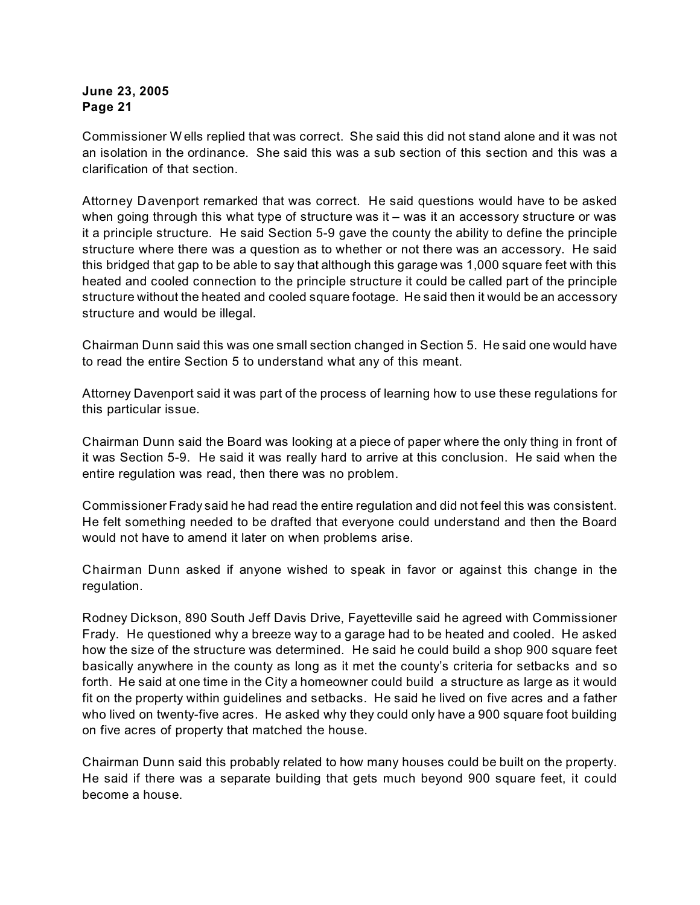Commissioner Wells replied that was correct. She said this did not stand alone and it was not an isolation in the ordinance. She said this was a sub section of this section and this was a clarification of that section.

Attorney Davenport remarked that was correct. He said questions would have to be asked when going through this what type of structure was it – was it an accessory structure or was it a principle structure. He said Section 5-9 gave the county the ability to define the principle structure where there was a question as to whether or not there was an accessory. He said this bridged that gap to be able to say that although this garage was 1,000 square feet with this heated and cooled connection to the principle structure it could be called part of the principle structure without the heated and cooled square footage. He said then it would be an accessory structure and would be illegal.

Chairman Dunn said this was one small section changed in Section 5. He said one would have to read the entire Section 5 to understand what any of this meant.

Attorney Davenport said it was part of the process of learning how to use these regulations for this particular issue.

Chairman Dunn said the Board was looking at a piece of paper where the only thing in front of it was Section 5-9. He said it was really hard to arrive at this conclusion. He said when the entire regulation was read, then there was no problem.

Commissioner Frady said he had read the entire regulation and did not feel this was consistent. He felt something needed to be drafted that everyone could understand and then the Board would not have to amend it later on when problems arise.

Chairman Dunn asked if anyone wished to speak in favor or against this change in the regulation.

Rodney Dickson, 890 South Jeff Davis Drive, Fayetteville said he agreed with Commissioner Frady. He questioned why a breeze way to a garage had to be heated and cooled. He asked how the size of the structure was determined. He said he could build a shop 900 square feet basically anywhere in the county as long as it met the county's criteria for setbacks and so forth. He said at one time in the City a homeowner could build a structure as large as it would fit on the property within guidelines and setbacks. He said he lived on five acres and a father who lived on twenty-five acres. He asked why they could only have a 900 square foot building on five acres of property that matched the house.

Chairman Dunn said this probably related to how many houses could be built on the property. He said if there was a separate building that gets much beyond 900 square feet, it could become a house.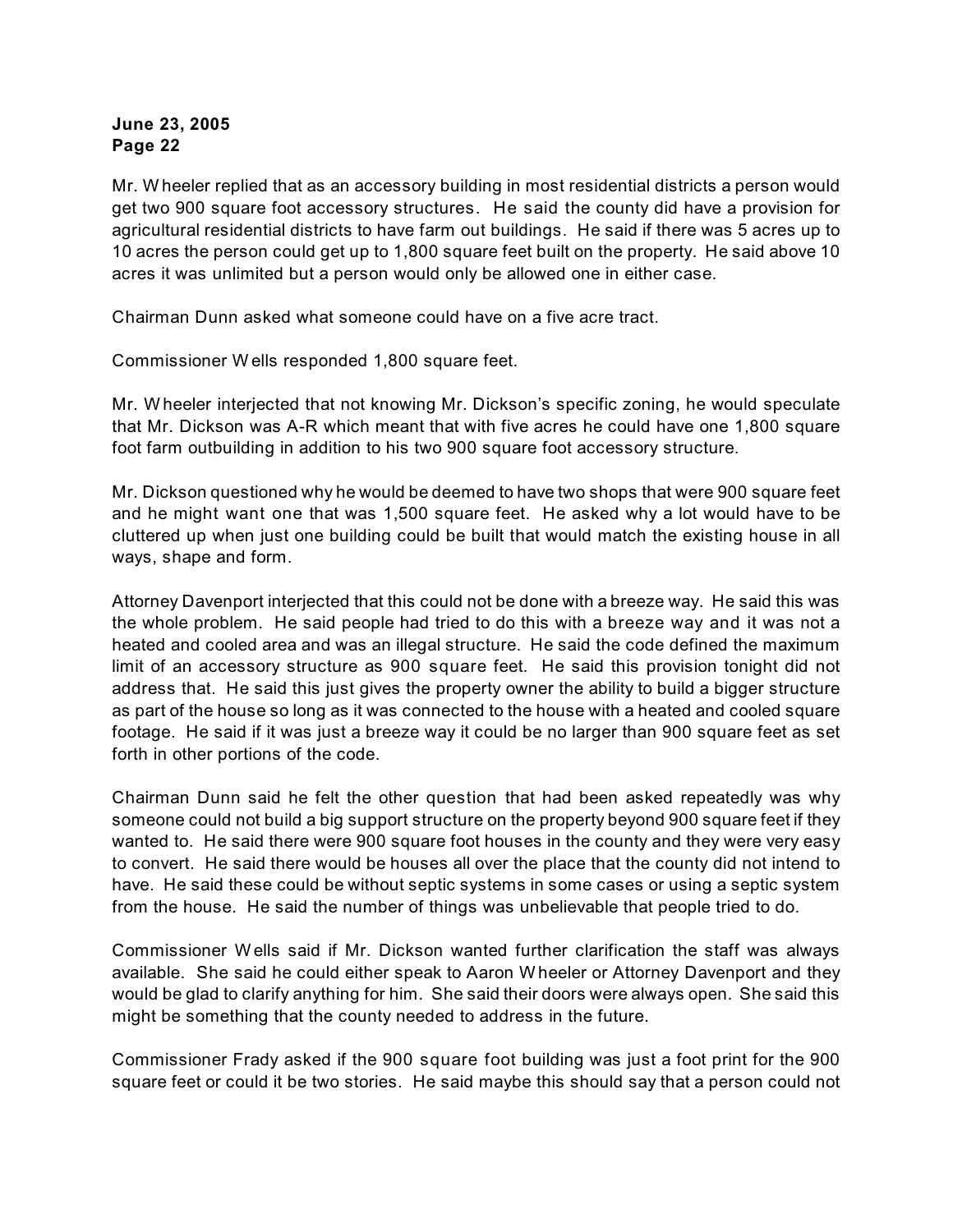Mr. Wheeler replied that as an accessory building in most residential districts a person would get two 900 square foot accessory structures. He said the county did have a provision for agricultural residential districts to have farm out buildings. He said if there was 5 acres up to 10 acres the person could get up to 1,800 square feet built on the property. He said above 10 acres it was unlimited but a person would only be allowed one in either case.

Chairman Dunn asked what someone could have on a five acre tract.

Commissioner Wells responded 1,800 square feet.

Mr. Wheeler interjected that not knowing Mr. Dickson's specific zoning, he would speculate that Mr. Dickson was A-R which meant that with five acres he could have one 1,800 square foot farm outbuilding in addition to his two 900 square foot accessory structure.

Mr. Dickson questioned why he would be deemed to have two shops that were 900 square feet and he might want one that was 1,500 square feet. He asked why a lot would have to be cluttered up when just one building could be built that would match the existing house in all ways, shape and form.

Attorney Davenport interjected that this could not be done with a breeze way. He said this was the whole problem. He said people had tried to do this with a breeze way and it was not a heated and cooled area and was an illegal structure. He said the code defined the maximum limit of an accessory structure as 900 square feet. He said this provision tonight did not address that. He said this just gives the property owner the ability to build a bigger structure as part of the house so long as it was connected to the house with a heated and cooled square footage. He said if it was just a breeze way it could be no larger than 900 square feet as set forth in other portions of the code.

Chairman Dunn said he felt the other question that had been asked repeatedly was why someone could not build a big support structure on the property beyond 900 square feet if they wanted to. He said there were 900 square foot houses in the county and they were very easy to convert. He said there would be houses all over the place that the county did not intend to have. He said these could be without septic systems in some cases or using a septic system from the house. He said the number of things was unbelievable that people tried to do.

Commissioner Wells said if Mr. Dickson wanted further clarification the staff was always available. She said he could either speak to Aaron Wheeler or Attorney Davenport and they would be glad to clarify anything for him. She said their doors were always open. She said this might be something that the county needed to address in the future.

Commissioner Frady asked if the 900 square foot building was just a foot print for the 900 square feet or could it be two stories. He said maybe this should say that a person could not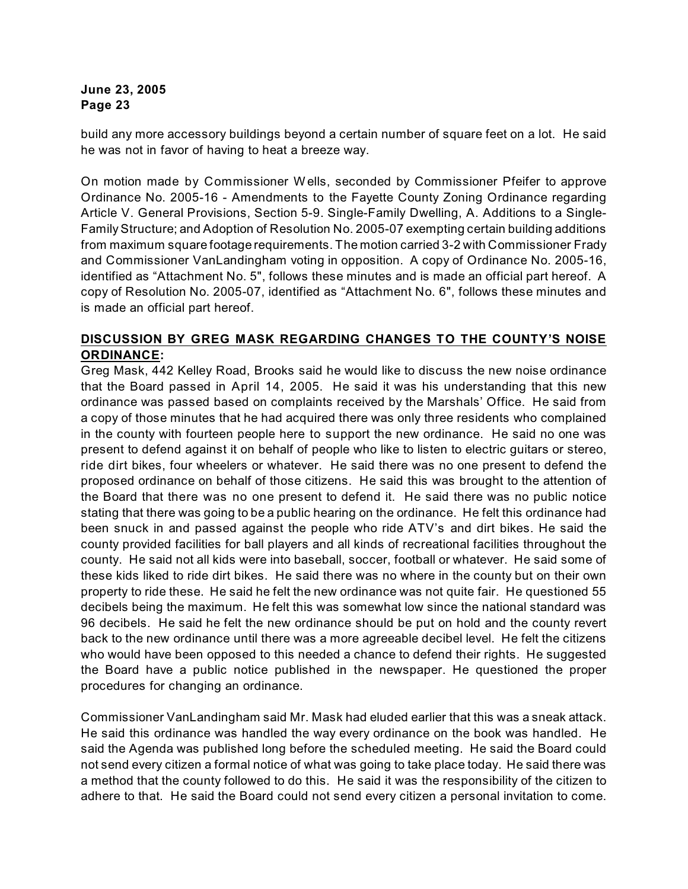build any more accessory buildings beyond a certain number of square feet on a lot. He said he was not in favor of having to heat a breeze way.

On motion made by Commissioner Wells, seconded by Commissioner Pfeifer to approve Ordinance No. 2005-16 - Amendments to the Fayette County Zoning Ordinance regarding Article V. General Provisions, Section 5-9. Single-Family Dwelling, A. Additions to a Single-Family Structure; and Adoption of Resolution No. 2005-07 exempting certain building additions from maximum square footage requirements. The motion carried 3-2 with Commissioner Frady and Commissioner VanLandingham voting in opposition. A copy of Ordinance No. 2005-16, identified as "Attachment No. 5", follows these minutes and is made an official part hereof. A copy of Resolution No. 2005-07, identified as "Attachment No. 6", follows these minutes and is made an official part hereof.

**DISCUSSION BY GREG MASK REGARDING CHANGES TO THE COUNTY'S NOISE ORDINANCE:**

Greg Mask, 442 Kelley Road, Brooks said he would like to discuss the new noise ordinance that the Board passed in April 14, 2005. He said it was his understanding that this new ordinance was passed based on complaints received by the Marshals' Office. He said from a copy of those minutes that he had acquired there was only three residents who complained in the county with fourteen people here to support the new ordinance. He said no one was present to defend against it on behalf of people who like to listen to electric guitars or stereo, ride dirt bikes, four wheelers or whatever. He said there was no one present to defend the proposed ordinance on behalf of those citizens. He said this was brought to the attention of the Board that there was no one present to defend it. He said there was no public notice stating that there was going to be a public hearing on the ordinance. He felt this ordinance had been snuck in and passed against the people who ride ATV's and dirt bikes. He said the county provided facilities for ball players and all kinds of recreational facilities throughout the county. He said not all kids were into baseball, soccer, football or whatever. He said some of these kids liked to ride dirt bikes. He said there was no where in the county but on their own property to ride these. He said he felt the new ordinance was not quite fair. He questioned 55 decibels being the maximum. He felt this was somewhat low since the national standard was 96 decibels. He said he felt the new ordinance should be put on hold and the county revert back to the new ordinance until there was a more agreeable decibel level. He felt the citizens who would have been opposed to this needed a chance to defend their rights. He suggested the Board have a public notice published in the newspaper. He questioned the proper procedures for changing an ordinance.

Commissioner VanLandingham said Mr. Mask had eluded earlier that this was a sneak attack. He said this ordinance was handled the way every ordinance on the book was handled. He said the Agenda was published long before the scheduled meeting. He said the Board could not send every citizen a formal notice of what was going to take place today. He said there was a method that the county followed to do this. He said it was the responsibility of the citizen to adhere to that. He said the Board could not send every citizen a personal invitation to come.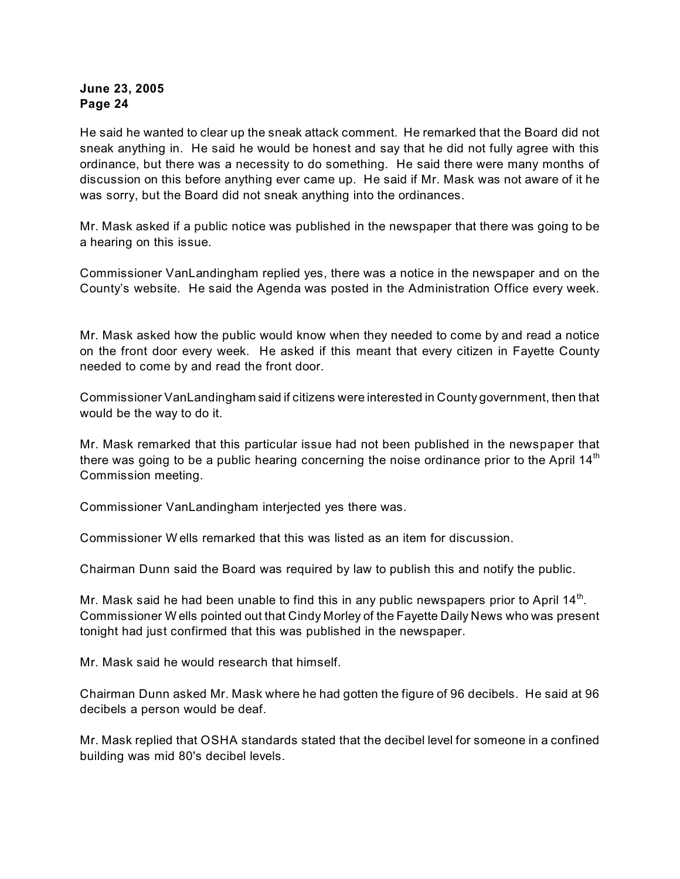He said he wanted to clear up the sneak attack comment. He remarked that the Board did not sneak anything in. He said he would be honest and say that he did not fully agree with this ordinance, but there was a necessity to do something. He said there were many months of discussion on this before anything ever came up. He said if Mr. Mask was not aware of it he was sorry, but the Board did not sneak anything into the ordinances.

Mr. Mask asked if a public notice was published in the newspaper that there was going to be a hearing on this issue.

Commissioner VanLandingham replied yes, there was a notice in the newspaper and on the County's website. He said the Agenda was posted in the Administration Office every week.

Mr. Mask asked how the public would know when they needed to come by and read a notice on the front door every week. He asked if this meant that every citizen in Fayette County needed to come by and read the front door.

Commissioner VanLandingham said if citizens were interested in County government, then that would be the way to do it.

Mr. Mask remarked that this particular issue had not been published in the newspaper that there was going to be a public hearing concerning the noise ordinance prior to the April 14th Commission meeting.

Commissioner VanLandingham interjected yes there was.

Commissioner Wells remarked that this was listed as an item for discussion.

Chairman Dunn said the Board was required by law to publish this and notify the public.

Mr. Mask said he had been unable to find this in any public newspapers prior to April 14th. Commissioner Wells pointed out that Cindy Morley of the Fayette Daily News who was present tonight had just confirmed that this was published in the newspaper.

Mr. Mask said he would research that himself.

Chairman Dunn asked Mr. Mask where he had gotten the figure of 96 decibels. He said at 96 decibels a person would be deaf.

Mr. Mask replied that OSHA standards stated that the decibel level for someone in a confined building was mid 80's decibel levels.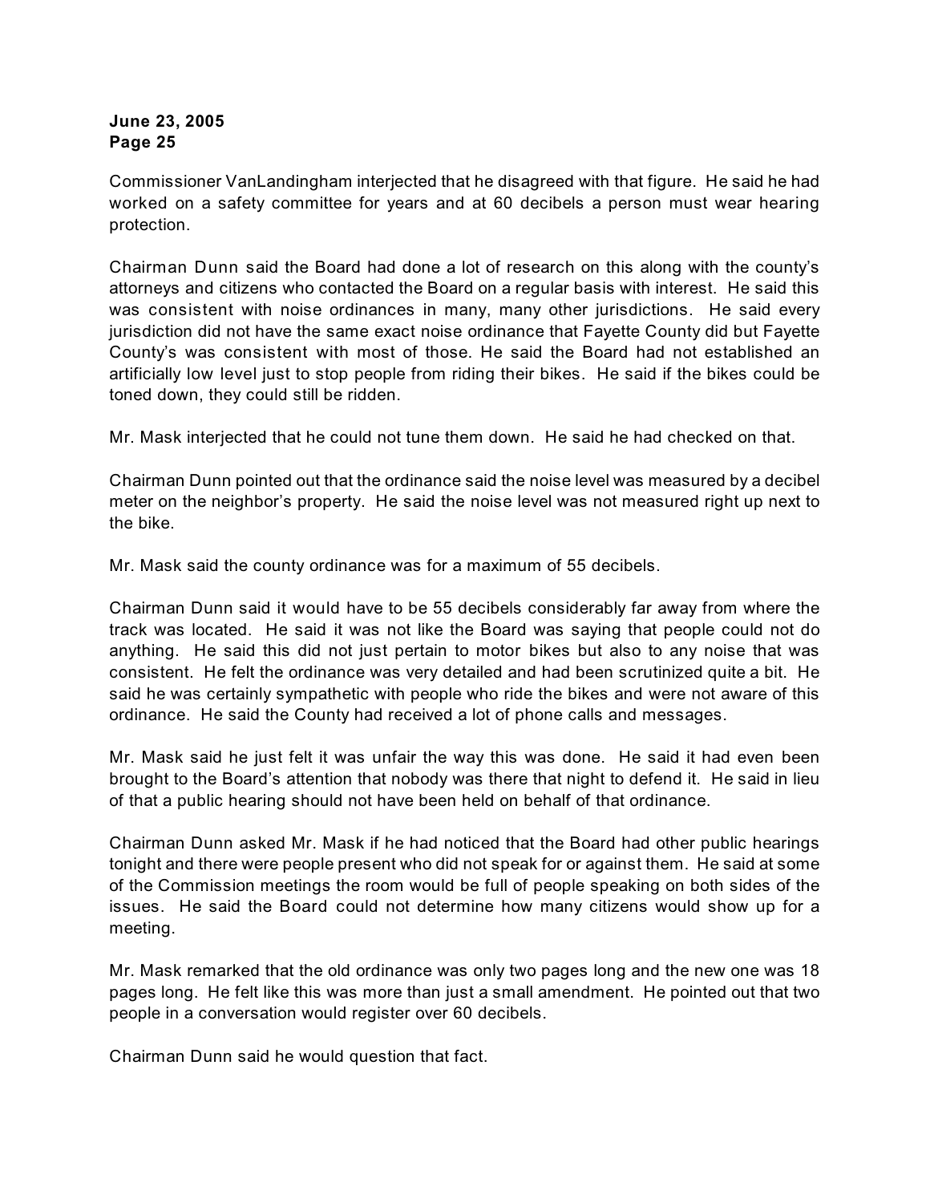Commissioner VanLandingham interjected that he disagreed with that figure. He said he had worked on a safety committee for years and at 60 decibels a person must wear hearing protection.

Chairman Dunn said the Board had done a lot of research on this along with the county's attorneys and citizens who contacted the Board on a regular basis with interest. He said this was consistent with noise ordinances in many, many other jurisdictions. He said every jurisdiction did not have the same exact noise ordinance that Fayette County did but Fayette County's was consistent with most of those. He said the Board had not established an artificially low level just to stop people from riding their bikes. He said if the bikes could be toned down, they could still be ridden.

Mr. Mask interjected that he could not tune them down. He said he had checked on that.

Chairman Dunn pointed out that the ordinance said the noise level was measured by a decibel meter on the neighbor's property. He said the noise level was not measured right up next to the bike.

Mr. Mask said the county ordinance was for a maximum of 55 decibels.

Chairman Dunn said it would have to be 55 decibels considerably far away from where the track was located. He said it was not like the Board was saying that people could not do anything. He said this did not just pertain to motor bikes but also to any noise that was consistent. He felt the ordinance was very detailed and had been scrutinized quite a bit. He said he was certainly sympathetic with people who ride the bikes and were not aware of this ordinance. He said the County had received a lot of phone calls and messages.

Mr. Mask said he just felt it was unfair the way this was done. He said it had even been brought to the Board's attention that nobody was there that night to defend it. He said in lieu of that a public hearing should not have been held on behalf of that ordinance.

Chairman Dunn asked Mr. Mask if he had noticed that the Board had other public hearings tonight and there were people present who did not speak for or against them. He said at some of the Commission meetings the room would be full of people speaking on both sides of the issues. He said the Board could not determine how many citizens would show up for a meeting.

Mr. Mask remarked that the old ordinance was only two pages long and the new one was 18 pages long. He felt like this was more than just a small amendment. He pointed out that two people in a conversation would register over 60 decibels.

Chairman Dunn said he would question that fact.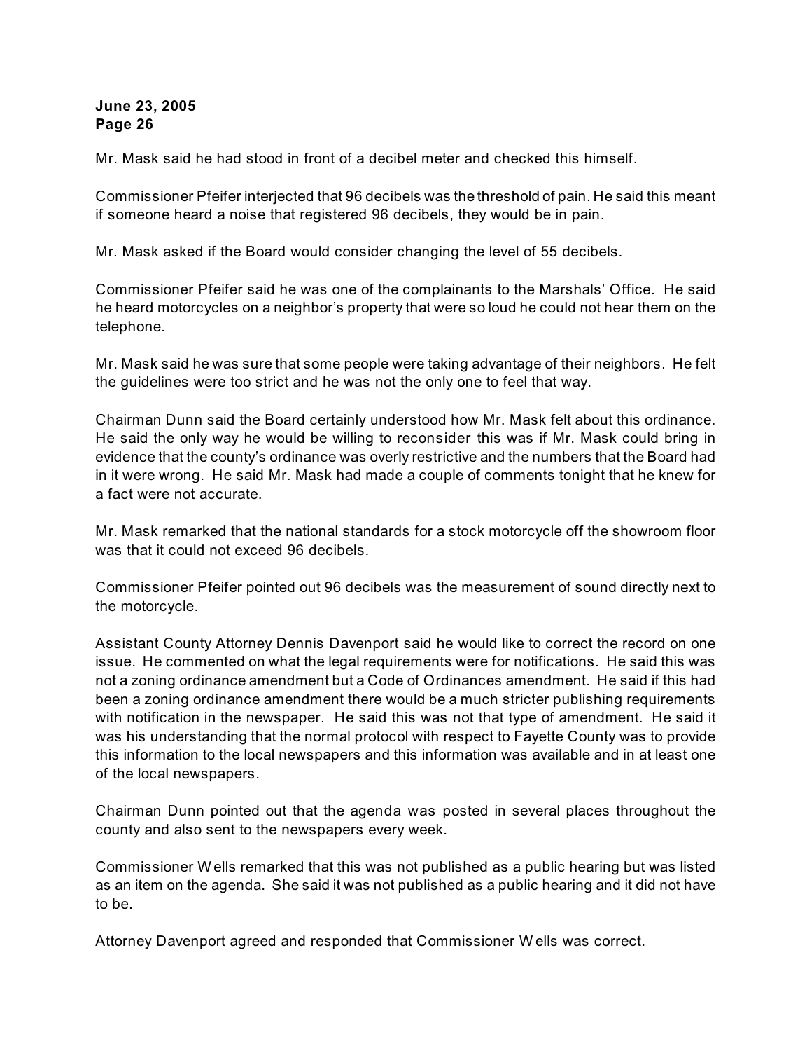Mr. Mask said he had stood in front of a decibel meter and checked this himself.

Commissioner Pfeifer interjected that 96 decibels was the threshold of pain. He said this meant if someone heard a noise that registered 96 decibels, they would be in pain.

Mr. Mask asked if the Board would consider changing the level of 55 decibels.

Commissioner Pfeifer said he was one of the complainants to the Marshals' Office. He said he heard motorcycles on a neighbor's property that were so loud he could not hear them on the telephone.

Mr. Mask said he was sure that some people were taking advantage of their neighbors. He felt the guidelines were too strict and he was not the only one to feel that way.

Chairman Dunn said the Board certainly understood how Mr. Mask felt about this ordinance. He said the only way he would be willing to reconsider this was if Mr. Mask could bring in evidence that the county's ordinance was overly restrictive and the numbers that the Board had in it were wrong. He said Mr. Mask had made a couple of comments tonight that he knew for a fact were not accurate.

Mr. Mask remarked that the national standards for a stock motorcycle off the showroom floor was that it could not exceed 96 decibels.

Commissioner Pfeifer pointed out 96 decibels was the measurement of sound directly next to the motorcycle.

Assistant County Attorney Dennis Davenport said he would like to correct the record on one issue. He commented on what the legal requirements were for notifications. He said this was not a zoning ordinance amendment but a Code of Ordinances amendment. He said if this had been a zoning ordinance amendment there would be a much stricter publishing requirements with notification in the newspaper. He said this was not that type of amendment. He said it was his understanding that the normal protocol with respect to Fayette County was to provide this information to the local newspapers and this information was available and in at least one of the local newspapers.

Chairman Dunn pointed out that the agenda was posted in several places throughout the county and also sent to the newspapers every week.

Commissioner Wells remarked that this was not published as a public hearing but was listed as an item on the agenda. She said it was not published as a public hearing and it did not have to be.

Attorney Davenport agreed and responded that Commissioner Wells was correct.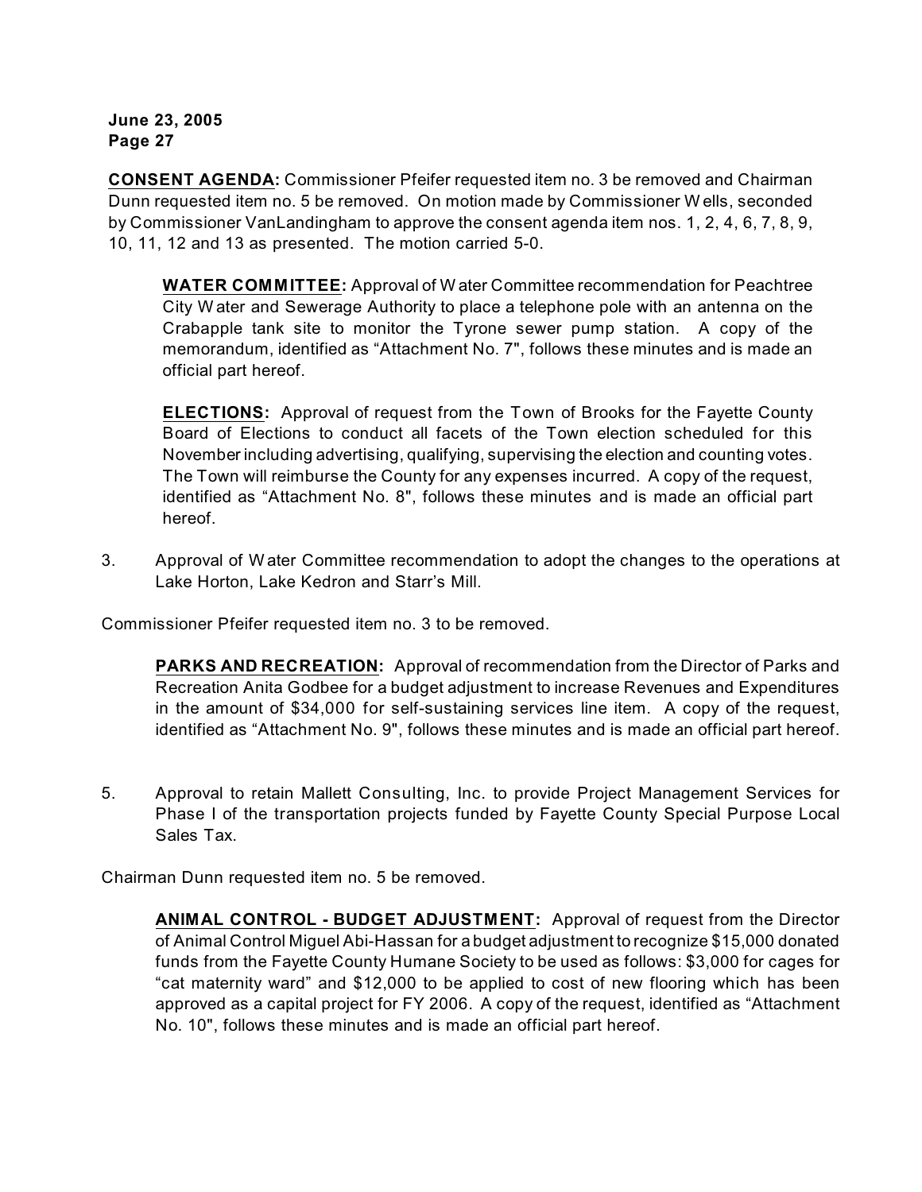**CONSENT AGENDA:** Commissioner Pfeifer requested item no. 3 be removed and Chairman Dunn requested item no. 5 be removed. On motion made by Commissioner Wells, seconded by Commissioner VanLandingham to approve the consent agenda item nos. 1, 2, 4, 6, 7, 8, 9, 10, 11, 12 and 13 as presented. The motion carried 5-0.

> **WATER COMMITTEE:** Approval of Water Committee recommendation for Peachtree City Water and Sewerage Authority to place a telephone pole with an antenna on the Crabapple tank site to monitor the Tyrone sewer pump station. A copy of the memorandum, identified as "Attachment No. 7", follows these minutes and is made an official part hereof.

> **ELECTIONS:** Approval of request from the Town of Brooks for the Fayette County Board of Elections to conduct all facets of the Town election scheduled for this November including advertising, qualifying, supervising the election and counting votes. The Town will reimburse the County for any expenses incurred. A copy of the request, identified as "Attachment No. 8", follows these minutes and is made an official part hereof.

3. Approval of Water Committee recommendation to adopt the changes to the operations at Lake Horton, Lake Kedron and Starr's Mill.

Commissioner Pfeifer requested item no. 3 to be removed.

> **PARKS AND RECREATION:** Approval of recommendation from the Director of Parks and Recreation Anita Godbee for a budget adjustment to increase Revenues and Expenditures in the amount of $34,000 for self-sustaining services line item. A copy of the request, identified as "Attachment No. 9", follows these minutes and is made an official part hereof.

5. Approval to retain Mallett Consulting, Inc. to provide Project Management Services for Phase I of the transportation projects funded by Fayette County Special Purpose Local Sales Tax.

Chairman Dunn requested item no. 5 be removed.

> **ANIMAL CONTROL - BUDGET ADJUSTMENT:** Approval of request from the Director of Animal Control Miguel Abi-Hassan for a budget adjustment to recognize $15,000 donated funds from the Fayette County Humane Society to be used as follows: $3,000 for cages for "cat maternity ward" and $12,000 to be applied to cost of new flooring which has been approved as a capital project for FY 2006. A copy of the request, identified as "Attachment No. 10", follows these minutes and is made an official part hereof.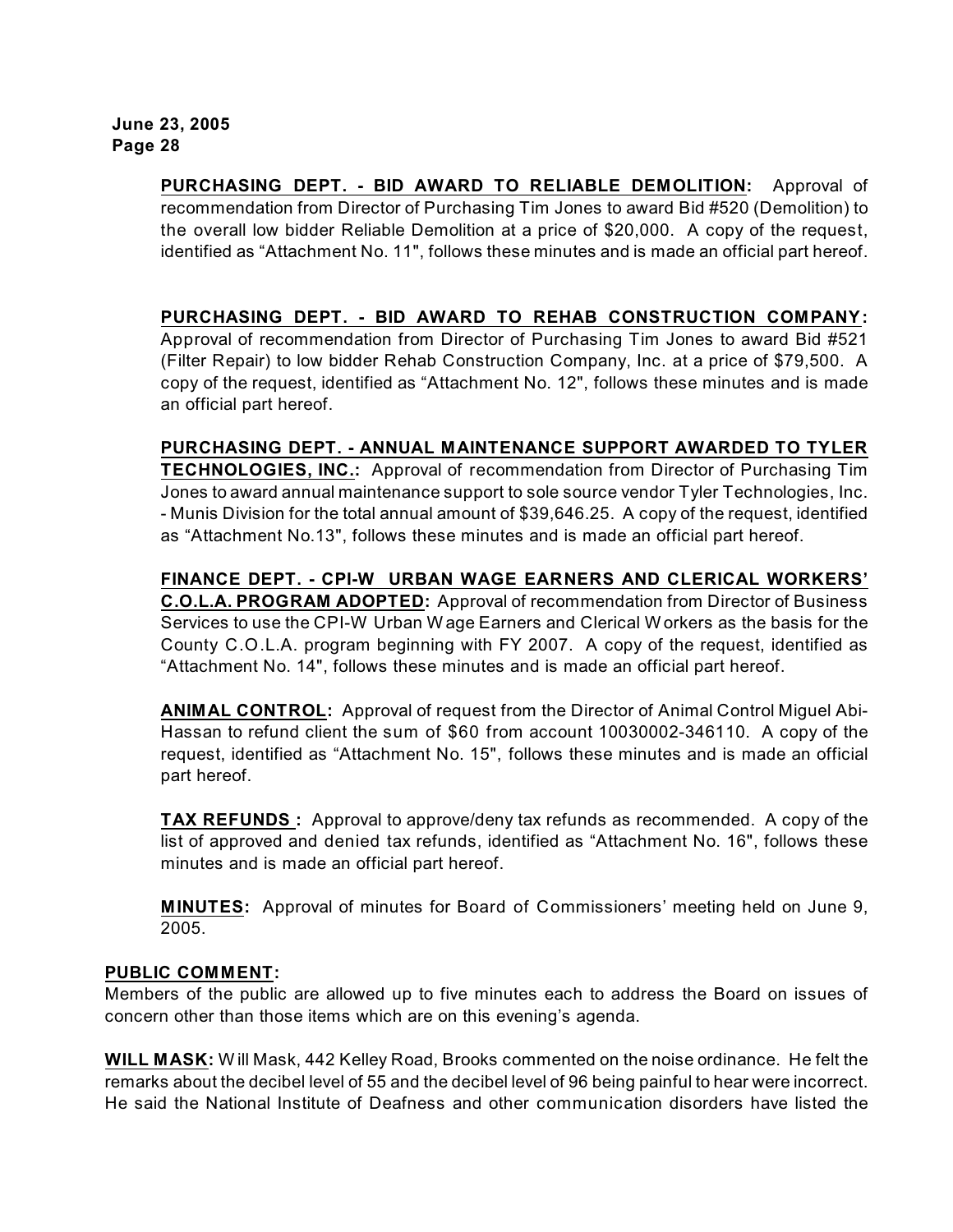**PURCHASING DEPT. - BID AWARD TO RELIABLE DEMOLITION:** Approval of recommendation from Director of Purchasing Tim Jones to award Bid #520 (Demolition) to the overall low bidder Reliable Demolition at a price of $20,000. A copy of the request, identified as "Attachment No. 11", follows these minutes and is made an official part hereof.

**PURCHASING DEPT. - BID AWARD TO REHAB CONSTRUCTION COMPANY:** Approval of recommendation from Director of Purchasing Tim Jones to award Bid #521 (Filter Repair) to low bidder Rehab Construction Company, Inc. at a price of $79,500. A copy of the request, identified as "Attachment No. 12", follows these minutes and is made an official part hereof.

**PURCHASING DEPT. - ANNUAL MAINTENANCE SUPPORT AWARDED TO TYLER TECHNOLOGIES, INC.:** Approval of recommendation from Director of Purchasing Tim Jones to award annual maintenance support to sole source vendor Tyler Technologies, Inc. - Munis Division for the total annual amount of $39,646.25. A copy of the request, identified as "Attachment No.13", follows these minutes and is made an official part hereof.

**FINANCE DEPT. - CPI-W URBAN WAGE EARNERS AND CLERICAL WORKERS' C.O.L.A. PROGRAM ADOPTED:** Approval of recommendation from Director of Business Services to use the CPI-W Urban Wage Earners and Clerical Workers as the basis for the County C.O.L.A. program beginning with FY 2007. A copy of the request, identified as "Attachment No. 14", follows these minutes and is made an official part hereof.

**ANIMAL CONTROL:** Approval of request from the Director of Animal Control Miguel Abi-Hassan to refund client the sum of $60 from account 10030002-346110. A copy of the request, identified as "Attachment No. 15", follows these minutes and is made an official part hereof.

**TAX REFUNDS :** Approval to approve/deny tax refunds as recommended. A copy of the list of approved and denied tax refunds, identified as "Attachment No. 16", follows these minutes and is made an official part hereof.

**MINUTES:** Approval of minutes for Board of Commissioners' meeting held on June 9, 2005.

**PUBLIC COMMENT:**

Members of the public are allowed up to five minutes each to address the Board on issues of concern other than those items which are on this evening's agenda.

**WILL MASK:** Will Mask, 442 Kelley Road, Brooks commented on the noise ordinance. He felt the remarks about the decibel level of 55 and the decibel level of 96 being painful to hear were incorrect. He said the National Institute of Deafness and other communication disorders have listed the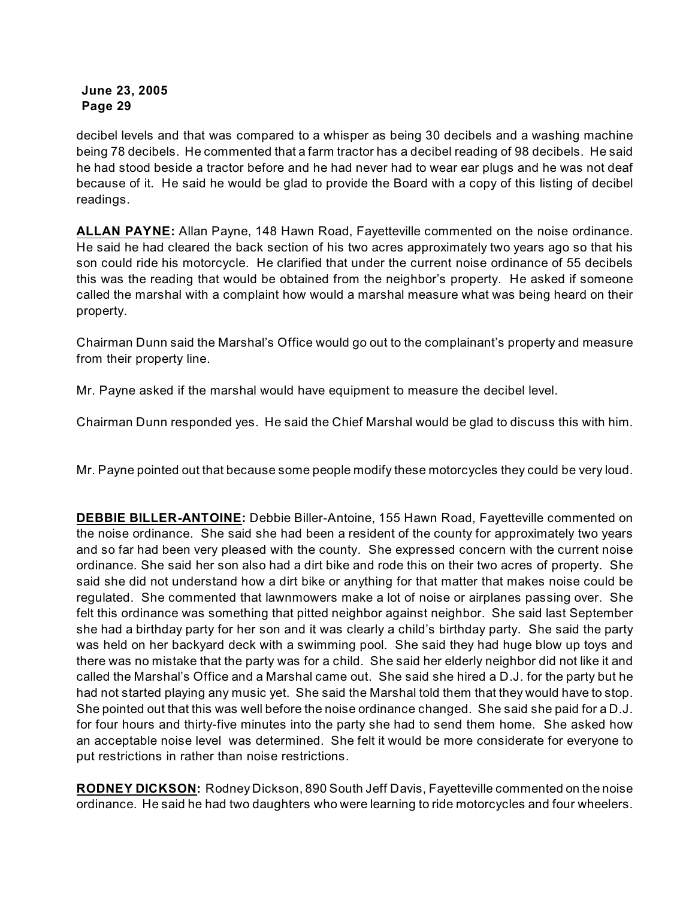decibel levels and that was compared to a whisper as being 30 decibels and a washing machine being 78 decibels. He commented that a farm tractor has a decibel reading of 98 decibels. He said he had stood beside a tractor before and he had never had to wear ear plugs and he was not deaf because of it. He said he would be glad to provide the Board with a copy of this listing of decibel readings.

**ALLAN PAYNE:** Allan Payne, 148 Hawn Road, Fayetteville commented on the noise ordinance. He said he had cleared the back section of his two acres approximately two years ago so that his son could ride his motorcycle. He clarified that under the current noise ordinance of 55 decibels this was the reading that would be obtained from the neighbor's property. He asked if someone called the marshal with a complaint how would a marshal measure what was being heard on their property.

Chairman Dunn said the Marshal's Office would go out to the complainant's property and measure from their property line.

Mr. Payne asked if the marshal would have equipment to measure the decibel level.

Chairman Dunn responded yes. He said the Chief Marshal would be glad to discuss this with him.

Mr. Payne pointed out that because some people modify these motorcycles they could be very loud.

**DEBBIE BILLER-ANTOINE:** Debbie Biller-Antoine, 155 Hawn Road, Fayetteville commented on the noise ordinance. She said she had been a resident of the county for approximately two years and so far had been very pleased with the county. She expressed concern with the current noise ordinance. She said her son also had a dirt bike and rode this on their two acres of property. She said she did not understand how a dirt bike or anything for that matter that makes noise could be regulated. She commented that lawnmowers make a lot of noise or airplanes passing over. She felt this ordinance was something that pitted neighbor against neighbor. She said last September she had a birthday party for her son and it was clearly a child's birthday party. She said the party was held on her backyard deck with a swimming pool. She said they had huge blow up toys and there was no mistake that the party was for a child. She said her elderly neighbor did not like it and called the Marshal's Office and a Marshal came out. She said she hired a D.J. for the party but he had not started playing any music yet. She said the Marshal told them that they would have to stop. She pointed out that this was well before the noise ordinance changed. She said she paid for a D.J. for four hours and thirty-five minutes into the party she had to send them home. She asked how an acceptable noise level was determined. She felt it would be more considerate for everyone to put restrictions in rather than noise restrictions.

**RODNEY DICKSON:** Rodney Dickson, 890 South Jeff Davis, Fayetteville commented on the noise ordinance. He said he had two daughters who were learning to ride motorcycles and four wheelers.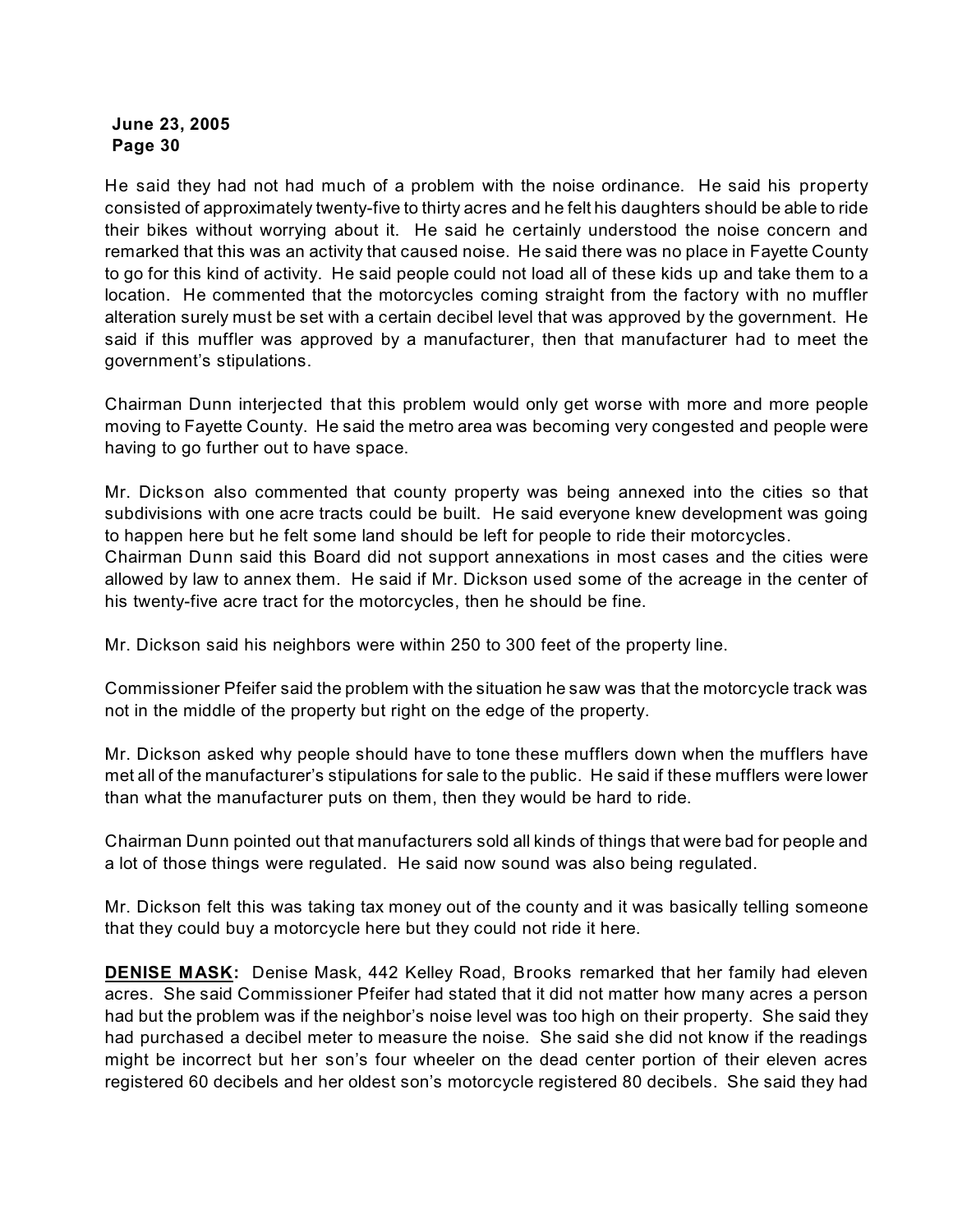He said they had not had much of a problem with the noise ordinance. He said his property consisted of approximately twenty-five to thirty acres and he felt his daughters should be able to ride their bikes without worrying about it. He said he certainly understood the noise concern and remarked that this was an activity that caused noise. He said there was no place in Fayette County to go for this kind of activity. He said people could not load all of these kids up and take them to a location. He commented that the motorcycles coming straight from the factory with no muffler alteration surely must be set with a certain decibel level that was approved by the government. He said if this muffler was approved by a manufacturer, then that manufacturer had to meet the government's stipulations.

Chairman Dunn interjected that this problem would only get worse with more and more people moving to Fayette County. He said the metro area was becoming very congested and people were having to go further out to have space.

Mr. Dickson also commented that county property was being annexed into the cities so that subdivisions with one acre tracts could be built. He said everyone knew development was going to happen here but he felt some land should be left for people to ride their motorcycles.
Chairman Dunn said this Board did not support annexations in most cases and the cities were allowed by law to annex them. He said if Mr. Dickson used some of the acreage in the center of his twenty-five acre tract for the motorcycles, then he should be fine.

Mr. Dickson said his neighbors were within 250 to 300 feet of the property line.

Commissioner Pfeifer said the problem with the situation he saw was that the motorcycle track was not in the middle of the property but right on the edge of the property.

Mr. Dickson asked why people should have to tone these mufflers down when the mufflers have met all of the manufacturer's stipulations for sale to the public. He said if these mufflers were lower than what the manufacturer puts on them, then they would be hard to ride.

Chairman Dunn pointed out that manufacturers sold all kinds of things that were bad for people and a lot of those things were regulated. He said now sound was also being regulated.

Mr. Dickson felt this was taking tax money out of the county and it was basically telling someone that they could buy a motorcycle here but they could not ride it here.

**DENISE MASK:** Denise Mask, 442 Kelley Road, Brooks remarked that her family had eleven acres. She said Commissioner Pfeifer had stated that it did not matter how many acres a person had but the problem was if the neighbor's noise level was too high on their property. She said they had purchased a decibel meter to measure the noise. She said she did not know if the readings might be incorrect but her son's four wheeler on the dead center portion of their eleven acres registered 60 decibels and her oldest son's motorcycle registered 80 decibels. She said they had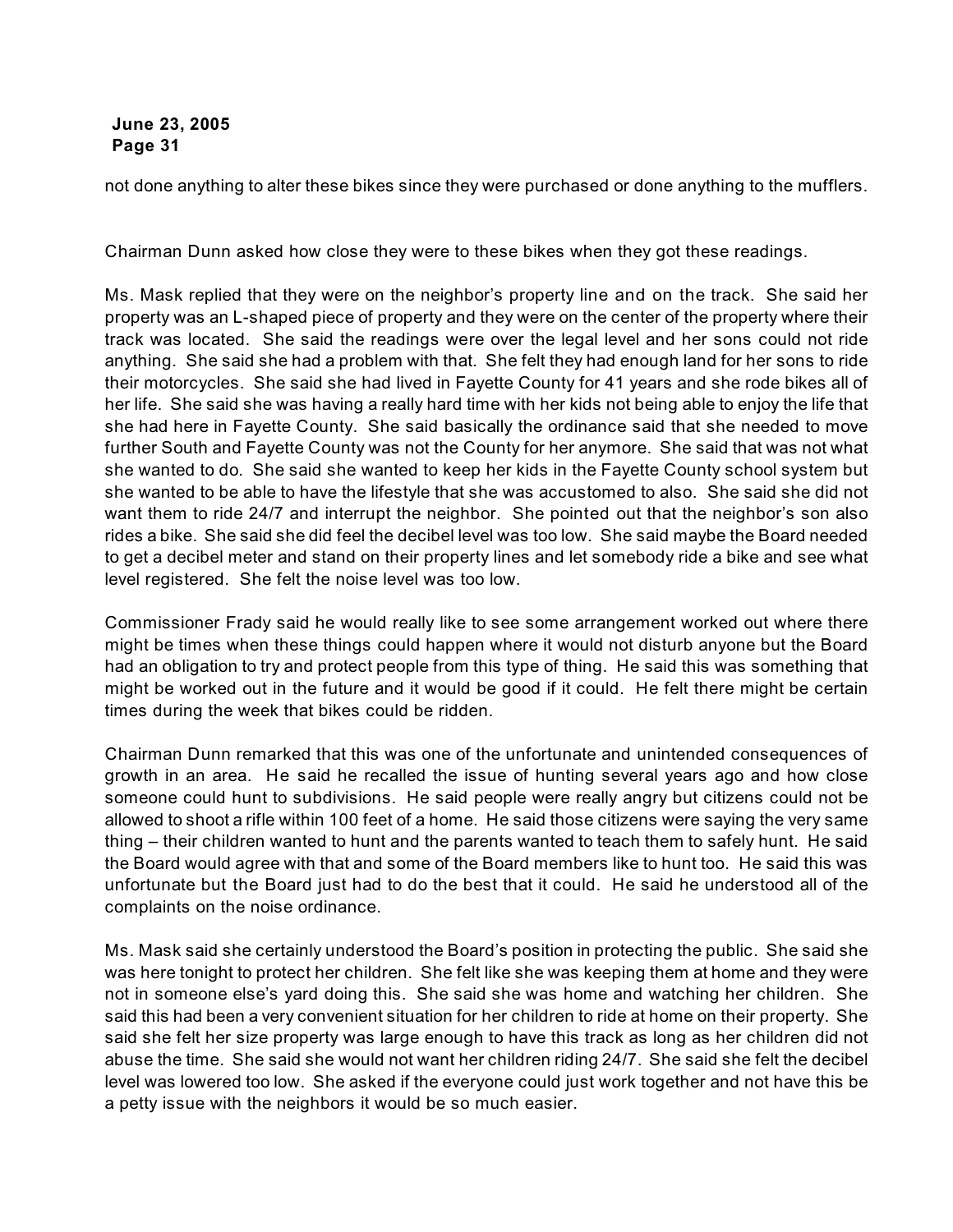not done anything to alter these bikes since they were purchased or done anything to the mufflers.

Chairman Dunn asked how close they were to these bikes when they got these readings.

Ms. Mask replied that they were on the neighbor's property line and on the track. She said her property was an L-shaped piece of property and they were on the center of the property where their track was located. She said the readings were over the legal level and her sons could not ride anything. She said she had a problem with that. She felt they had enough land for her sons to ride their motorcycles. She said she had lived in Fayette County for 41 years and she rode bikes all of her life. She said she was having a really hard time with her kids not being able to enjoy the life that she had here in Fayette County. She said basically the ordinance said that she needed to move further South and Fayette County was not the County for her anymore. She said that was not what she wanted to do. She said she wanted to keep her kids in the Fayette County school system but she wanted to be able to have the lifestyle that she was accustomed to also. She said she did not want them to ride 24/7 and interrupt the neighbor. She pointed out that the neighbor's son also rides a bike. She said she did feel the decibel level was too low. She said maybe the Board needed to get a decibel meter and stand on their property lines and let somebody ride a bike and see what level registered. She felt the noise level was too low.

Commissioner Frady said he would really like to see some arrangement worked out where there might be times when these things could happen where it would not disturb anyone but the Board had an obligation to try and protect people from this type of thing. He said this was something that might be worked out in the future and it would be good if it could. He felt there might be certain times during the week that bikes could be ridden.

Chairman Dunn remarked that this was one of the unfortunate and unintended consequences of growth in an area. He said he recalled the issue of hunting several years ago and how close someone could hunt to subdivisions. He said people were really angry but citizens could not be allowed to shoot a rifle within 100 feet of a home. He said those citizens were saying the very same thing – their children wanted to hunt and the parents wanted to teach them to safely hunt. He said the Board would agree with that and some of the Board members like to hunt too. He said this was unfortunate but the Board just had to do the best that it could. He said he understood all of the complaints on the noise ordinance.

Ms. Mask said she certainly understood the Board's position in protecting the public. She said she was here tonight to protect her children. She felt like she was keeping them at home and they were not in someone else's yard doing this. She said she was home and watching her children. She said this had been a very convenient situation for her children to ride at home on their property. She said she felt her size property was large enough to have this track as long as her children did not abuse the time. She said she would not want her children riding 24/7. She said she felt the decibel level was lowered too low. She asked if the everyone could just work together and not have this be a petty issue with the neighbors it would be so much easier.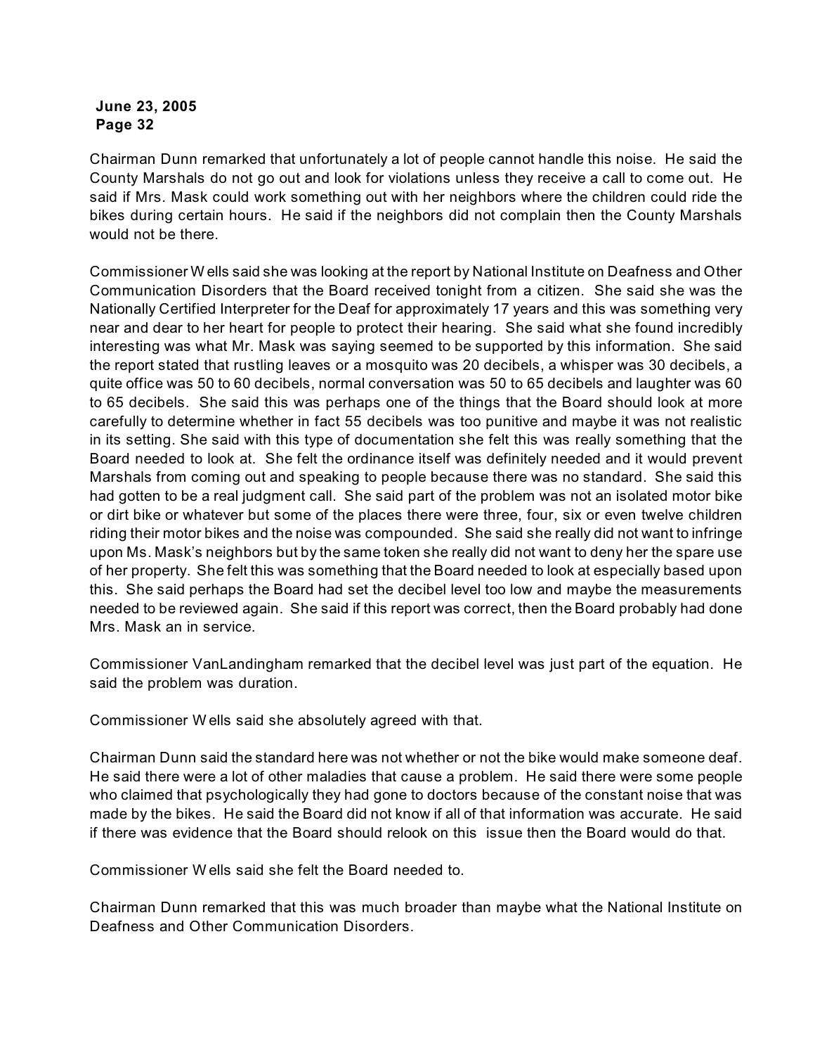Chairman Dunn remarked that unfortunately a lot of people cannot handle this noise. He said the County Marshals do not go out and look for violations unless they receive a call to come out. He said if Mrs. Mask could work something out with her neighbors where the children could ride the bikes during certain hours. He said if the neighbors did not complain then the County Marshals would not be there.

Commissioner Wells said she was looking at the report by National Institute on Deafness and Other Communication Disorders that the Board received tonight from a citizen. She said she was the Nationally Certified Interpreter for the Deaf for approximately 17 years and this was something very near and dear to her heart for people to protect their hearing. She said what she found incredibly interesting was what Mr. Mask was saying seemed to be supported by this information. She said the report stated that rustling leaves or a mosquito was 20 decibels, a whisper was 30 decibels, a quite office was 50 to 60 decibels, normal conversation was 50 to 65 decibels and laughter was 60 to 65 decibels. She said this was perhaps one of the things that the Board should look at more carefully to determine whether in fact 55 decibels was too punitive and maybe it was not realistic in its setting. She said with this type of documentation she felt this was really something that the Board needed to look at. She felt the ordinance itself was definitely needed and it would prevent Marshals from coming out and speaking to people because there was no standard. She said this had gotten to be a real judgment call. She said part of the problem was not an isolated motor bike or dirt bike or whatever but some of the places there were three, four, six or even twelve children riding their motor bikes and the noise was compounded. She said she really did not want to infringe upon Ms. Mask's neighbors but by the same token she really did not want to deny her the spare use of her property. She felt this was something that the Board needed to look at especially based upon this. She said perhaps the Board had set the decibel level too low and maybe the measurements needed to be reviewed again. She said if this report was correct, then the Board probably had done Mrs. Mask an in service.

Commissioner VanLandingham remarked that the decibel level was just part of the equation. He said the problem was duration.

Commissioner Wells said she absolutely agreed with that.

Chairman Dunn said the standard here was not whether or not the bike would make someone deaf. He said there were a lot of other maladies that cause a problem. He said there were some people who claimed that psychologically they had gone to doctors because of the constant noise that was made by the bikes. He said the Board did not know if all of that information was accurate. He said if there was evidence that the Board should relook on this issue then the Board would do that.

Commissioner Wells said she felt the Board needed to.

Chairman Dunn remarked that this was much broader than maybe what the National Institute on Deafness and Other Communication Disorders.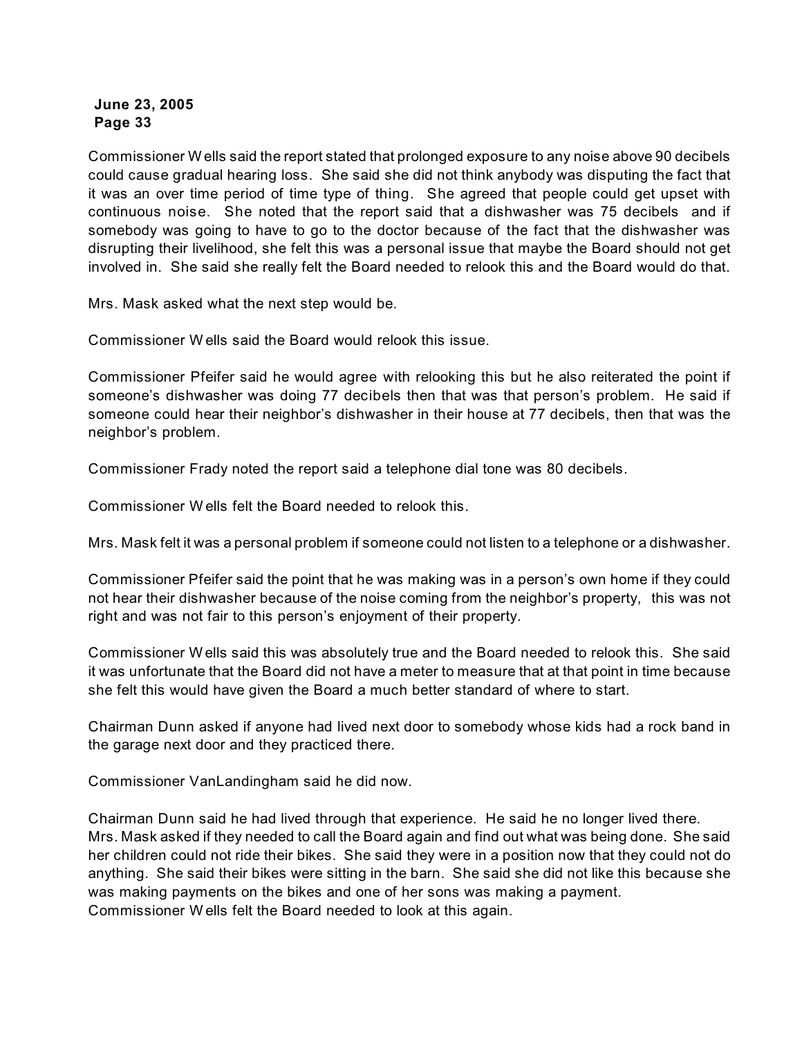Commissioner Wells said the report stated that prolonged exposure to any noise above 90 decibels could cause gradual hearing loss. She said she did not think anybody was disputing the fact that it was an over time period of time type of thing. She agreed that people could get upset with continuous noise. She noted that the report said that a dishwasher was 75 decibels and if somebody was going to have to go to the doctor because of the fact that the dishwasher was disrupting their livelihood, she felt this was a personal issue that maybe the Board should not get involved in. She said she really felt the Board needed to relook this and the Board would do that.

Mrs. Mask asked what the next step would be.

Commissioner Wells said the Board would relook this issue.

Commissioner Pfeifer said he would agree with relooking this but he also reiterated the point if someone's dishwasher was doing 77 decibels then that was that person's problem. He said if someone could hear their neighbor's dishwasher in their house at 77 decibels, then that was the neighbor's problem.

Commissioner Frady noted the report said a telephone dial tone was 80 decibels.

Commissioner Wells felt the Board needed to relook this.

Mrs. Mask felt it was a personal problem if someone could not listen to a telephone or a dishwasher.

Commissioner Pfeifer said the point that he was making was in a person's own home if they could not hear their dishwasher because of the noise coming from the neighbor's property, this was not right and was not fair to this person's enjoyment of their property.

Commissioner Wells said this was absolutely true and the Board needed to relook this. She said it was unfortunate that the Board did not have a meter to measure that at that point in time because she felt this would have given the Board a much better standard of where to start.

Chairman Dunn asked if anyone had lived next door to somebody whose kids had a rock band in the garage next door and they practiced there.

Commissioner VanLandingham said he did now.

Chairman Dunn said he had lived through that experience. He said he no longer lived there.
Mrs. Mask asked if they needed to call the Board again and find out what was being done. She said her children could not ride their bikes. She said they were in a position now that they could not do anything. She said their bikes were sitting in the barn. She said she did not like this because she was making payments on the bikes and one of her sons was making a payment.
Commissioner Wells felt the Board needed to look at this again.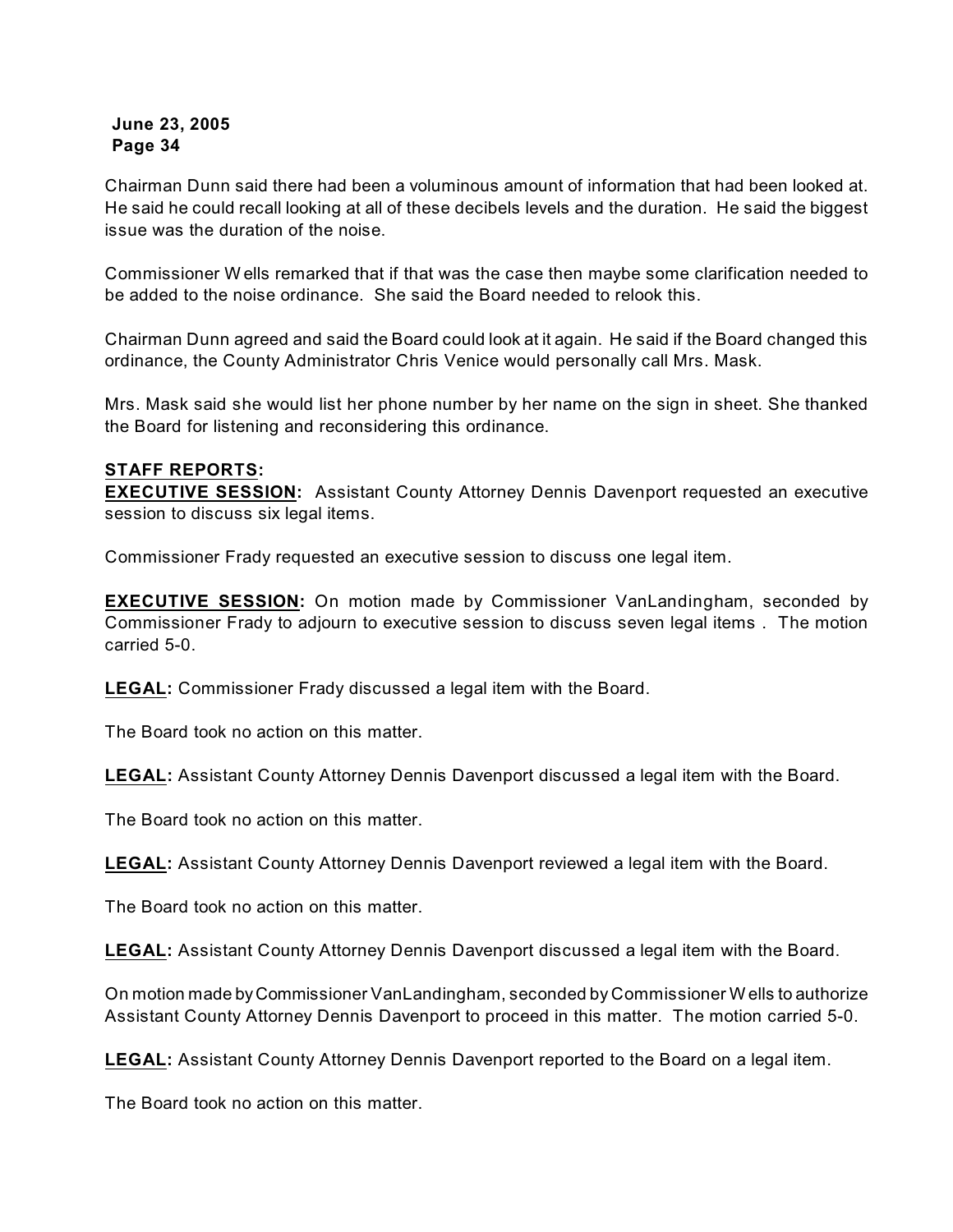Chairman Dunn said there had been a voluminous amount of information that had been looked at. He said he could recall looking at all of these decibels levels and the duration. He said the biggest issue was the duration of the noise.

Commissioner Wells remarked that if that was the case then maybe some clarification needed to be added to the noise ordinance. She said the Board needed to relook this.

Chairman Dunn agreed and said the Board could look at it again. He said if the Board changed this ordinance, the County Administrator Chris Venice would personally call Mrs. Mask.

Mrs. Mask said she would list her phone number by her name on the sign in sheet. She thanked the Board for listening and reconsidering this ordinance.

**STAFF REPORTS:**

**EXECUTIVE SESSION:** Assistant County Attorney Dennis Davenport requested an executive session to discuss six legal items.

Commissioner Frady requested an executive session to discuss one legal item.

**EXECUTIVE SESSION:** On motion made by Commissioner VanLandingham, seconded by Commissioner Frady to adjourn to executive session to discuss seven legal items . The motion carried 5-0.

**LEGAL:** Commissioner Frady discussed a legal item with the Board.

The Board took no action on this matter.

**LEGAL:** Assistant County Attorney Dennis Davenport discussed a legal item with the Board.

The Board took no action on this matter.

**LEGAL:** Assistant County Attorney Dennis Davenport reviewed a legal item with the Board.

The Board took no action on this matter.

**LEGAL:** Assistant County Attorney Dennis Davenport discussed a legal item with the Board.

On motion made by Commissioner VanLandingham, seconded by Commissioner Wells to authorize Assistant County Attorney Dennis Davenport to proceed in this matter. The motion carried 5-0.

**LEGAL:** Assistant County Attorney Dennis Davenport reported to the Board on a legal item.

The Board took no action on this matter.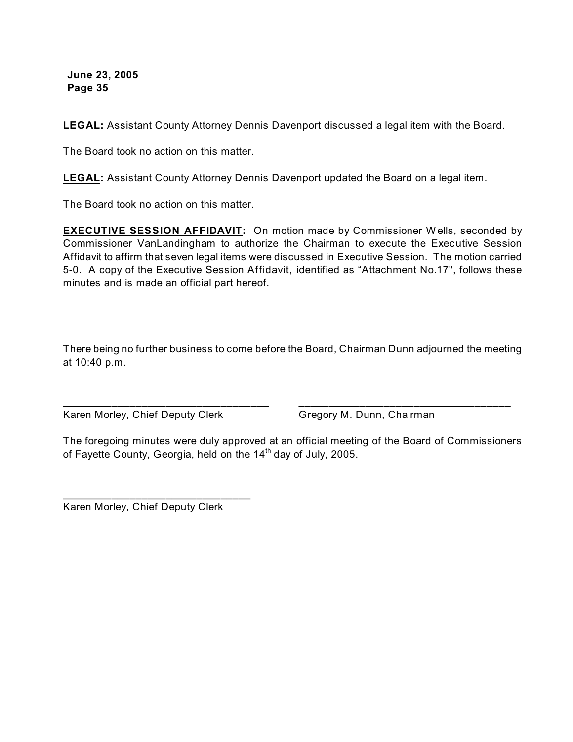**LEGAL:** Assistant County Attorney Dennis Davenport discussed a legal item with the Board.

The Board took no action on this matter.

**LEGAL:** Assistant County Attorney Dennis Davenport updated the Board on a legal item.

The Board took no action on this matter.

**EXECUTIVE SESSION AFFIDAVIT:** On motion made by Commissioner Wells, seconded by Commissioner VanLandingham to authorize the Chairman to execute the Executive Session Affidavit to affirm that seven legal items were discussed in Executive Session. The motion carried 5-0. A copy of the Executive Session Affidavit, identified as "Attachment No.17", follows these minutes and is made an official part hereof.

There being no further business to come before the Board, Chairman Dunn adjourned the meeting at 10:40 p.m.

___________________________________ ___________________________________

Karen Morley, Chief Deputy Clerk Gregory M. Dunn, Chairman

The foregoing minutes were duly approved at an official meeting of the Board of Commissioners of Fayette County, Georgia, held on the 14th day of July, 2005.

_______________________________

Karen Morley, Chief Deputy Clerk